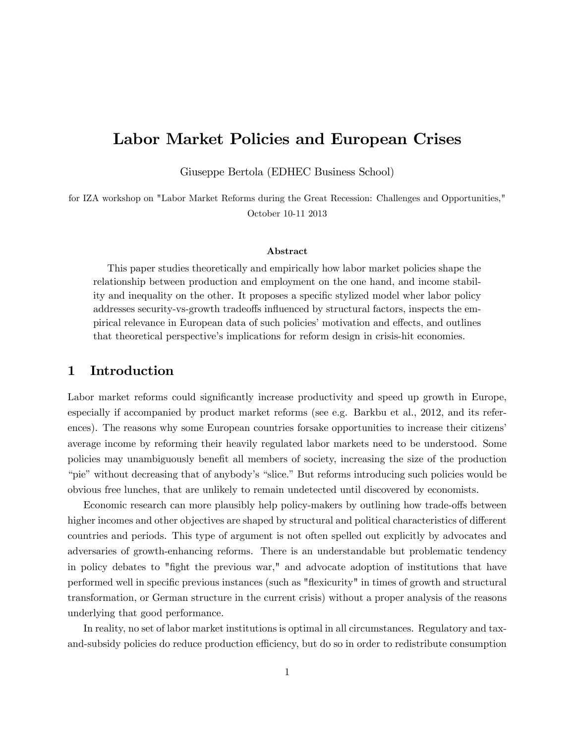# Labor Market Policies and European Crises

Giuseppe Bertola (EDHEC Business School)

for IZA workshop on "Labor Market Reforms during the Great Recession: Challenges and Opportunities,"
October 10-11 2013

### Abstract

This paper studies theoretically and empirically how labor market policies shape the relationship between production and employment on the one hand, and income stability and inequality on the other. It proposes a specific stylized model wher labor policy addresses security-vs-growth tradeoffs influenced by structural factors, inspects the empirical relevance in European data of such policies' motivation and effects, and outlines that theoretical perspective's implications for reform design in crisis-hit economies.

## 1 Introduction

Labor market reforms could significantly increase productivity and speed up growth in Europe, especially if accompanied by product market reforms (see e.g. Barkbu et al., 2012, and its references). The reasons why some European countries forsake opportunities to increase their citizens' average income by reforming their heavily regulated labor markets need to be understood. Some policies may unambiguously benefit all members of society, increasing the size of the production "pie" without decreasing that of anybody's "slice." But reforms introducing such policies would be obvious free lunches, that are unlikely to remain undetected until discovered by economists.

Economic research can more plausibly help policy-makers by outlining how trade-offs between higher incomes and other objectives are shaped by structural and political characteristics of different countries and periods. This type of argument is not often spelled out explicitly by advocates and adversaries of growth-enhancing reforms. There is an understandable but problematic tendency in policy debates to "fight the previous war," and advocate adoption of institutions that have performed well in specific previous instances (such as "flexicurity" in times of growth and structural transformation, or German structure in the current crisis) without a proper analysis of the reasons underlying that good performance.

In reality, no set of labor market institutions is optimal in all circumstances. Regulatory and tax-and-subsidy policies do reduce production efficiency, but do so in order to redistribute consumption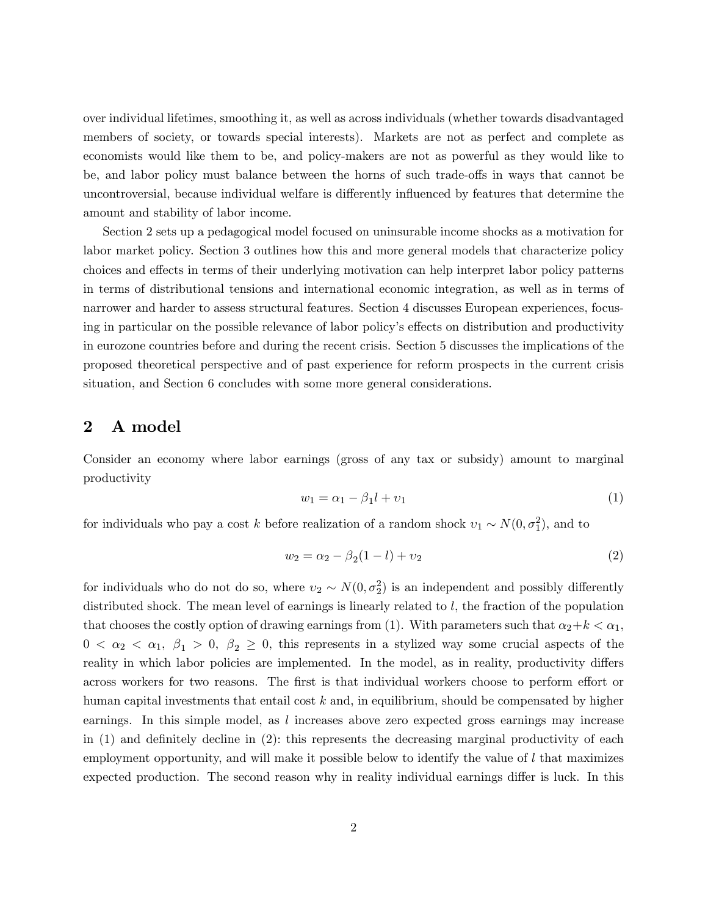over individual lifetimes, smoothing it, as well as across individuals (whether towards disadvantaged members of society, or towards special interests). Markets are not as perfect and complete as economists would like them to be, and policy-makers are not as powerful as they would like to be, and labor policy must balance between the horns of such trade-offs in ways that cannot be uncontroversial, because individual welfare is differently influenced by features that determine the amount and stability of labor income.

Section 2 sets up a pedagogical model focused on uninsurable income shocks as a motivation for labor market policy. Section 3 outlines how this and more general models that characterize policy choices and effects in terms of their underlying motivation can help interpret labor policy patterns in terms of distributional tensions and international economic integration, as well as in terms of narrower and harder to assess structural features. Section 4 discusses European experiences, focusing in particular on the possible relevance of labor policy's effects on distribution and productivity in eurozone countries before and during the recent crisis. Section 5 discusses the implications of the proposed theoretical perspective and of past experience for reform prospects in the current crisis situation, and Section 6 concludes with some more general considerations.

## 2 A model

Consider an economy where labor earnings (gross of any tax or subsidy) amount to marginal productivity

$$w_1 = \alpha_1 - \beta_1 l + \upsilon_1 \tag{1}$$

for individuals who pay a cost $k$ before realization of a random shock $\upsilon_1 \sim N(0, \sigma_1^2)$, and to

$$w_2 = \alpha_2 - \beta_2(1 - l) + \upsilon_2 \tag{2}$$

for individuals who do not do so, where $\upsilon_2 \sim N(0, \sigma_2^2)$ is an independent and possibly differently distributed shock. The mean level of earnings is linearly related to $l$, the fraction of the population that chooses the costly option of drawing earnings from (1). With parameters such that $\alpha_2 + k < \alpha_1$, $0 < \alpha_2 < \alpha_1$, $\beta_1 > 0$, $\beta_2 \geq 0$, this represents in a stylized way some crucial aspects of the reality in which labor policies are implemented. In the model, as in reality, productivity differs across workers for two reasons. The first is that individual workers choose to perform effort or human capital investments that entail cost $k$ and, in equilibrium, should be compensated by higher earnings. In this simple model, as $l$ increases above zero expected gross earnings may increase in (1) and definitely decline in (2): this represents the decreasing marginal productivity of each employment opportunity, and will make it possible below to identify the value of $l$ that maximizes expected production. The second reason why in reality individual earnings differ is luck. In this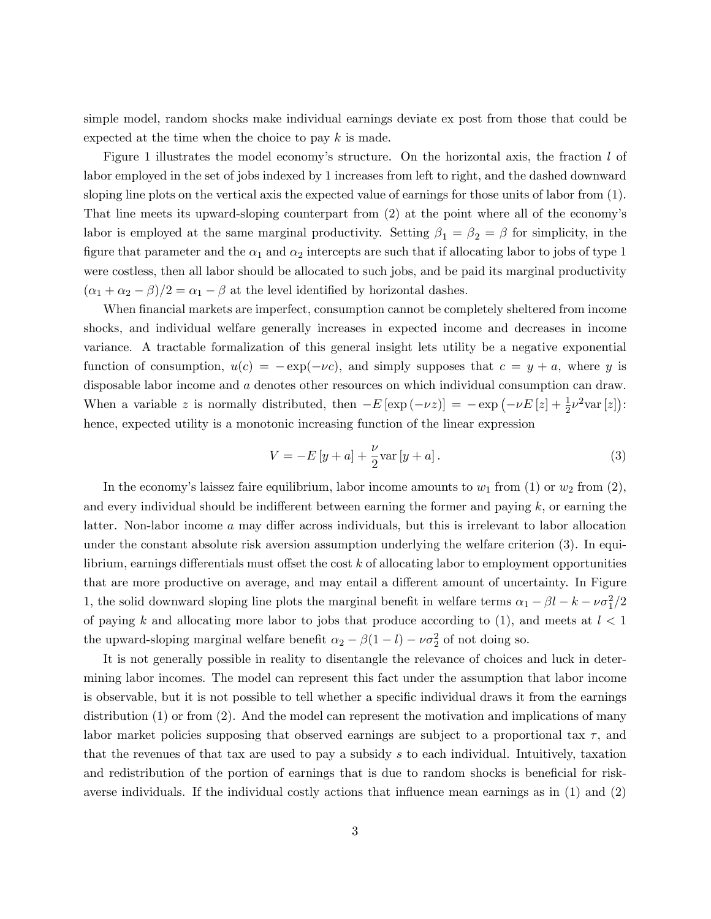simple model, random shocks make individual earnings deviate ex post from those that could be expected at the time when the choice to pay $k$ is made.

Figure 1 illustrates the model economy's structure. On the horizontal axis, the fraction $l$ of labor employed in the set of jobs indexed by 1 increases from left to right, and the dashed downward sloping line plots on the vertical axis the expected value of earnings for those units of labor from (1). That line meets its upward-sloping counterpart from (2) at the point where all of the economy's labor is employed at the same marginal productivity. Setting $\beta_1 = \beta_2 = \beta$ for simplicity, in the figure that parameter and the $\alpha_1$ and $\alpha_2$ intercepts are such that if allocating labor to jobs of type 1 were costless, then all labor should be allocated to such jobs, and be paid its marginal productivity $(\alpha_1 + \alpha_2 - \beta)/2 = \alpha_1 - \beta$ at the level identified by horizontal dashes.

When financial markets are imperfect, consumption cannot be completely sheltered from income shocks, and individual welfare generally increases in expected income and decreases in income variance. A tractable formalization of this general insight lets utility be a negative exponential function of consumption, $u(c) = -\exp(-\nu c)$, and simply supposes that $c = y + a$, where $y$ is disposable labor income and $a$ denotes other resources on which individual consumption can draw. When a variable $z$ is normally distributed, then $-E\left[\exp\left(-\nu z\right)\right] = -\exp\left(-\nu E\left[z\right] + \frac{1}{2}\nu^2 \text{var}\left[z\right]\right)$: hence, expected utility is a monotonic increasing function of the linear expression

$$V = -E\left[y + a\right] + \frac{\nu}{2}\text{var}\left[y + a\right]. \tag{3}$$

In the economy's laissez faire equilibrium, labor income amounts to $w_1$ from (1) or $w_2$ from (2), and every individual should be indifferent between earning the former and paying $k$, or earning the latter. Non-labor income $a$ may differ across individuals, but this is irrelevant to labor allocation under the constant absolute risk aversion assumption underlying the welfare criterion (3). In equilibrium, earnings differentials must offset the cost $k$ of allocating labor to employment opportunities that are more productive on average, and may entail a different amount of uncertainty. In Figure 1, the solid downward sloping line plots the marginal benefit in welfare terms $\alpha_1 - \beta l - k - \nu\sigma_1^2/2$ of paying $k$ and allocating more labor to jobs that produce according to (1), and meets at $l < 1$ the upward-sloping marginal welfare benefit $\alpha_2 - \beta(1 - l) - \nu\sigma_2^2$ of not doing so.

It is not generally possible in reality to disentangle the relevance of choices and luck in determining labor incomes. The model can represent this fact under the assumption that labor income is observable, but it is not possible to tell whether a specific individual draws it from the earnings distribution (1) or from (2). And the model can represent the motivation and implications of many labor market policies supposing that observed earnings are subject to a proportional tax $\tau$, and that the revenues of that tax are used to pay a subsidy $s$ to each individual. Intuitively, taxation and redistribution of the portion of earnings that is due to random shocks is beneficial for risk-averse individuals. If the individual costly actions that influence mean earnings as in (1) and (2)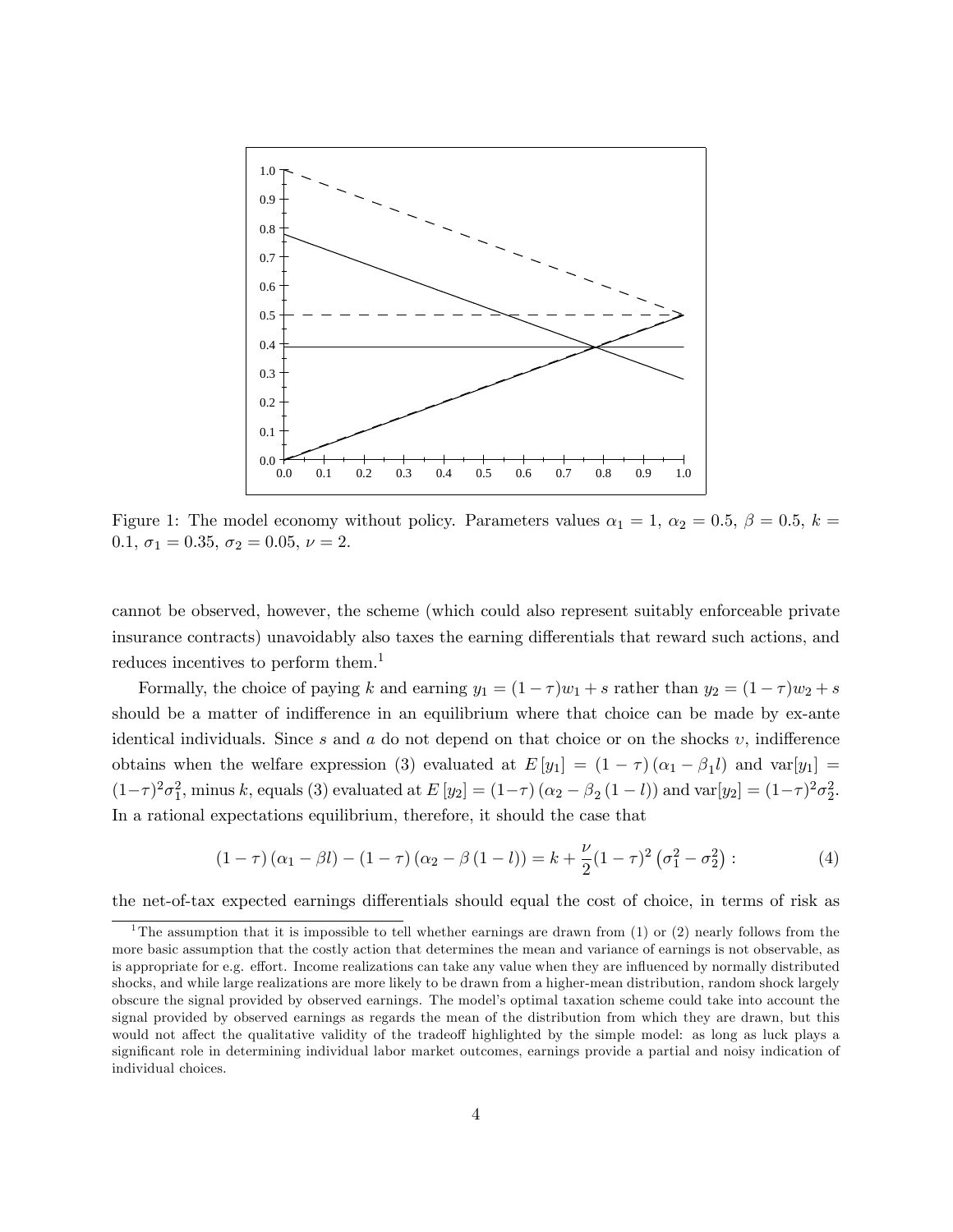Figure 1: The model economy without policy. Parameters values $\alpha_1 = 1$, $\alpha_2 = 0.5$, $\beta = 0.5$, $k = 0.1$, $\sigma_1 = 0.35$, $\sigma_2 = 0.05$, $\nu = 2$.

cannot be observed, however, the scheme (which could also represent suitably enforceable private insurance contracts) unavoidably also taxes the earning differentials that reward such actions, and reduces incentives to perform them.[1]

Formally, the choice of paying $k$ and earning $y_1 = (1-\tau)w_1 + s$ rather than $y_2 = (1-\tau)w_2 + s$ should be a matter of indifference in an equilibrium where that choice can be made by ex-ante identical individuals. Since $s$ and $a$ do not depend on that choice or on the shocks $\upsilon$, indifference obtains when the welfare expression (3) evaluated at $E[y_1] = (1-\tau)(\alpha_1 - \beta_1 l)$ and $\text{var}[y_1] = (1-\tau)^2\sigma_1^2$, minus $k$, equals (3) evaluated at $E[y_2] = (1-\tau)(\alpha_2 - \beta_2(1-l))$ and $\text{var}[y_2] = (1-\tau)^2\sigma_2^2$. In a rational expectations equilibrium, therefore, it should the case that

$$(1-\tau)(\alpha_1 - \beta l) - (1-\tau)(\alpha_2 - \beta(1-l)) = k + \frac{\nu}{2}(1-\tau)^2\left(\sigma_1^2 - \sigma_2^2\right): \tag{4}$$

the net-of-tax expected earnings differentials should equal the cost of choice, in terms of risk as

[1] The assumption that it is impossible to tell whether earnings are drawn from (1) or (2) nearly follows from the more basic assumption that the costly action that determines the mean and variance of earnings is not observable, as is appropriate for e.g. effort. Income realizations can take any value when they are influenced by normally distributed shocks, and while large realizations are more likely to be drawn from a higher-mean distribution, random shock largely obscure the signal provided by observed earnings. The model's optimal taxation scheme could take into account the signal provided by observed earnings as regards the mean of the distribution from which they are drawn, but this would not affect the qualitative validity of the tradeoff highlighted by the simple model: as long as luck plays a significant role in determining individual labor market outcomes, earnings provide a partial and noisy indication of individual choices.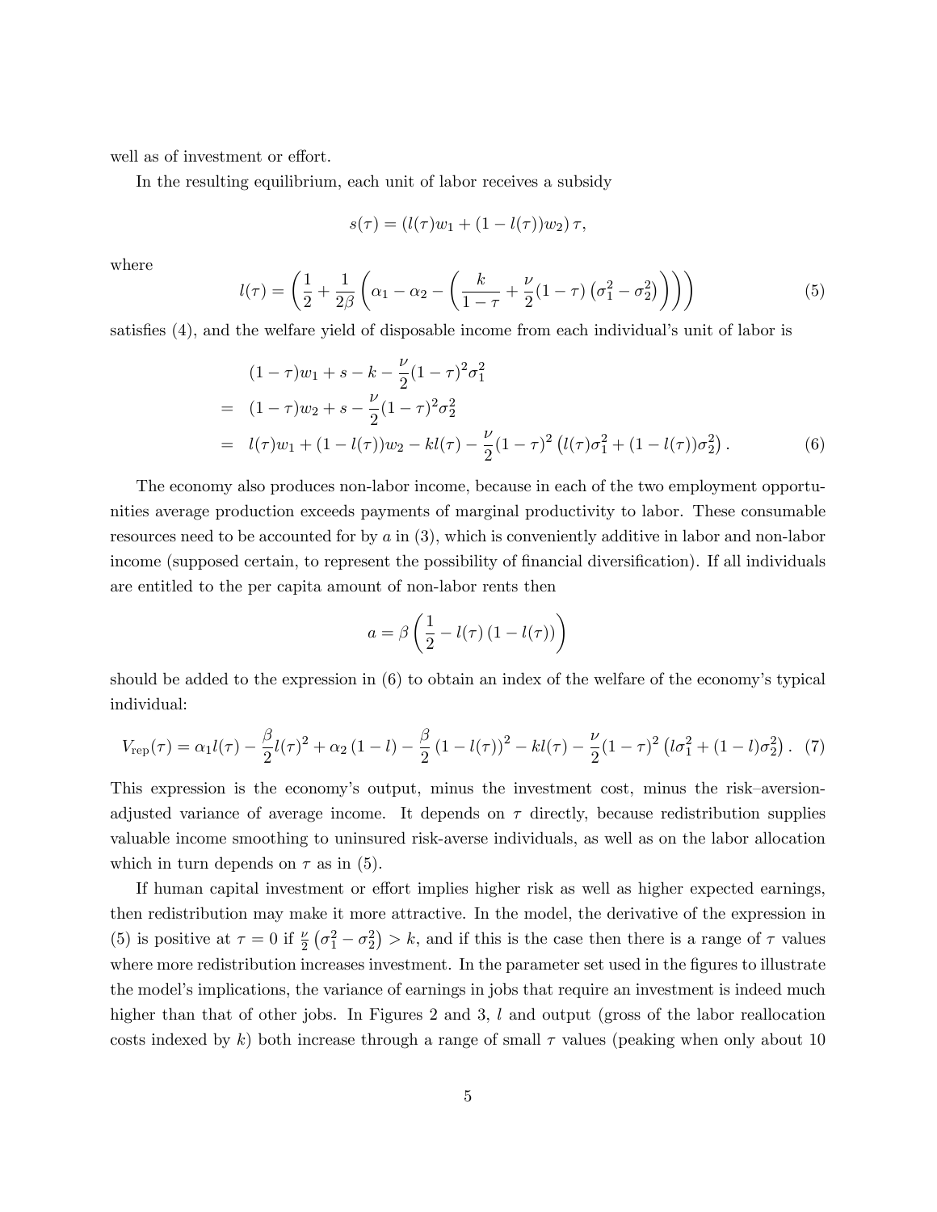well as of investment or effort.

In the resulting equilibrium, each unit of labor receives a subsidy

$$s(\tau) = \left(l(\tau)w_1 + (1 - l(\tau))w_2\right)\tau,$$

where

$$l(\tau) = \left(\frac{1}{2} + \frac{1}{2\beta}\left(\alpha_1 - \alpha_2 - \left(\frac{k}{1-\tau} + \frac{\nu}{2}(1-\tau)\left(\sigma_1^2 - \sigma_2^2\right)\right)\right)\right) \tag{5}$$

satisfies (4), and the welfare yield of disposable income from each individual's unit of labor is

$$\begin{aligned}
& (1-\tau)w_1 + s - k - \frac{\nu}{2}(1-\tau)^2\sigma_1^2 \\
= \; & (1-\tau)w_2 + s - \frac{\nu}{2}(1-\tau)^2\sigma_2^2 \\
= \; & l(\tau)w_1 + (1-l(\tau))w_2 - kl(\tau) - \frac{\nu}{2}(1-\tau)^2\left(l(\tau)\sigma_1^2 + (1-l(\tau))\sigma_2^2\right).
\end{aligned} \tag{6}$$

The economy also produces non-labor income, because in each of the two employment opportunities average production exceeds payments of marginal productivity to labor. These consumable resources need to be accounted for by $a$ in (3), which is conveniently additive in labor and non-labor income (supposed certain, to represent the possibility of financial diversification). If all individuals are entitled to the per capita amount of non-labor rents then

$$a = \beta\left(\frac{1}{2} - l(\tau)\left(1 - l(\tau)\right)\right)$$

should be added to the expression in (6) to obtain an index of the welfare of the economy's typical individual:

$$V_{\text{rep}}(\tau) = \alpha_1 l(\tau) - \frac{\beta}{2}l(\tau)^2 + \alpha_2\left(1-l\right) - \frac{\beta}{2}\left(1-l(\tau)\right)^2 - kl(\tau) - \frac{\nu}{2}(1-\tau)^2\left(l\sigma_1^2 + (1-l)\sigma_2^2\right). \tag{7}$$

This expression is the economy's output, minus the investment cost, minus the risk–aversion-adjusted variance of average income. It depends on $\tau$ directly, because redistribution supplies valuable income smoothing to uninsured risk-averse individuals, as well as on the labor allocation which in turn depends on $\tau$ as in (5).

If human capital investment or effort implies higher risk as well as higher expected earnings, then redistribution may make it more attractive. In the model, the derivative of the expression in (5) is positive at $\tau = 0$ if $\frac{\nu}{2}\left(\sigma_1^2 - \sigma_2^2\right) > k$, and if this is the case then there is a range of $\tau$ values where more redistribution increases investment. In the parameter set used in the figures to illustrate the model's implications, the variance of earnings in jobs that require an investment is indeed much higher than that of other jobs. In Figures 2 and 3, $l$ and output (gross of the labor reallocation costs indexed by $k$) both increase through a range of small $\tau$ values (peaking when only about 10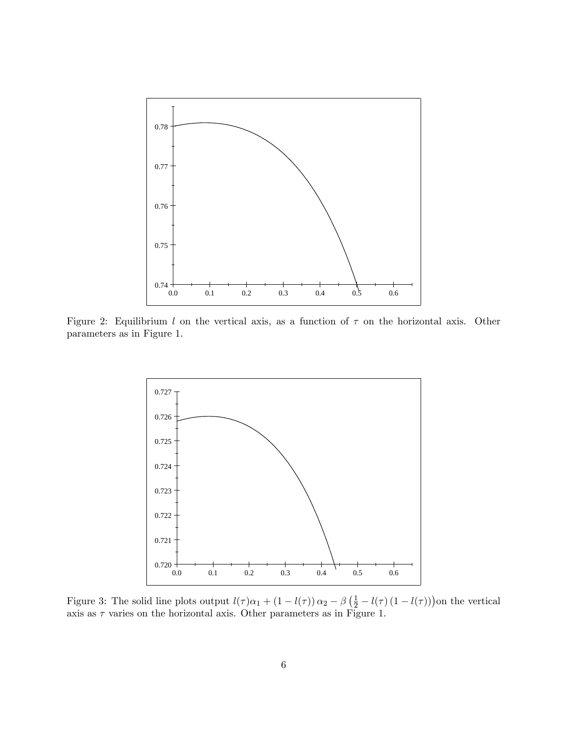Figure 2: Equilibrium $l$ on the vertical axis, as a function of $\tau$ on the horizontal axis. Other parameters as in Figure 1.

Figure 3: The solid line plots output $l(\tau)\alpha_1 + (1 - l(\tau))\,\alpha_2 - \beta\left(\frac{1}{2} - l(\tau)\,(1 - l(\tau))\right)$ on the vertical axis as $\tau$ varies on the horizontal axis. Other parameters as in Figure 1.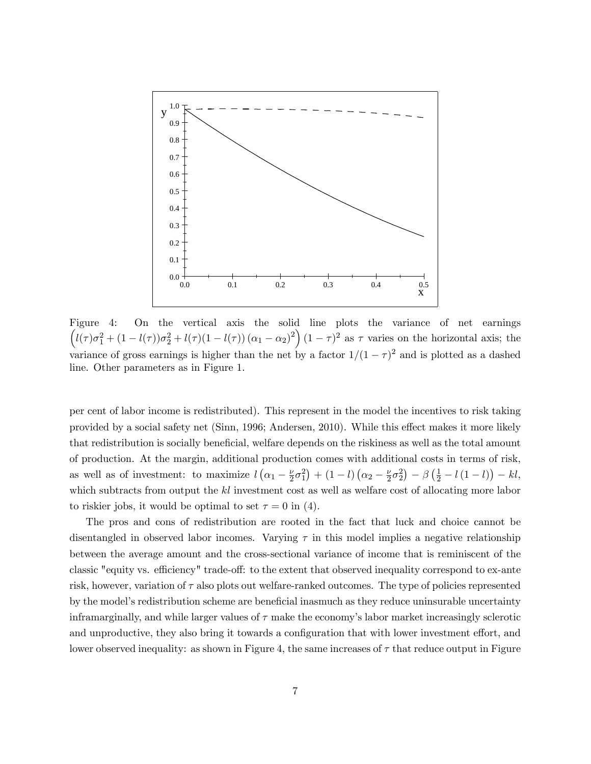Figure 4: On the vertical axis the solid line plots the variance of net earnings $\left(l(\tau)\sigma_1^2 + (1-l(\tau))\sigma_2^2 + l(\tau)(1-l(\tau))(\alpha_1-\alpha_2)^2\right)(1-\tau)^2$ as $\tau$ varies on the horizontal axis; the variance of gross earnings is higher than the net by a factor $1/(1-\tau)^2$ and is plotted as a dashed line. Other parameters as in Figure 1.

per cent of labor income is redistributed). This represent in the model the incentives to risk taking provided by a social safety net (Sinn, 1996; Andersen, 2010). While this effect makes it more likely that redistribution is socially beneficial, welfare depends on the riskiness as well as the total amount of production. At the margin, additional production comes with additional costs in terms of risk, as well as of investment: to maximize $l\left(\alpha_1 - \frac{\nu}{2}\sigma_1^2\right) + (1-l)\left(\alpha_2 - \frac{\nu}{2}\sigma_2^2\right) - \beta\left(\frac{1}{2} - l(1-l)\right) - kl$, which subtracts from output the $kl$ investment cost as well as welfare cost of allocating more labor to riskier jobs, it would be optimal to set $\tau = 0$ in (4).

The pros and cons of redistribution are rooted in the fact that luck and choice cannot be disentangled in observed labor incomes. Varying $\tau$ in this model implies a negative relationship between the average amount and the cross-sectional variance of income that is reminiscent of the classic "equity vs. efficiency" trade-off: to the extent that observed inequality correspond to ex-ante risk, however, variation of $\tau$ also plots out welfare-ranked outcomes. The type of policies represented by the model's redistribution scheme are beneficial inasmuch as they reduce uninsurable uncertainty inframarginally, and while larger values of $\tau$ make the economy's labor market increasingly sclerotic and unproductive, they also bring it towards a configuration that with lower investment effort, and lower observed inequality: as shown in Figure 4, the same increases of $\tau$ that reduce output in Figure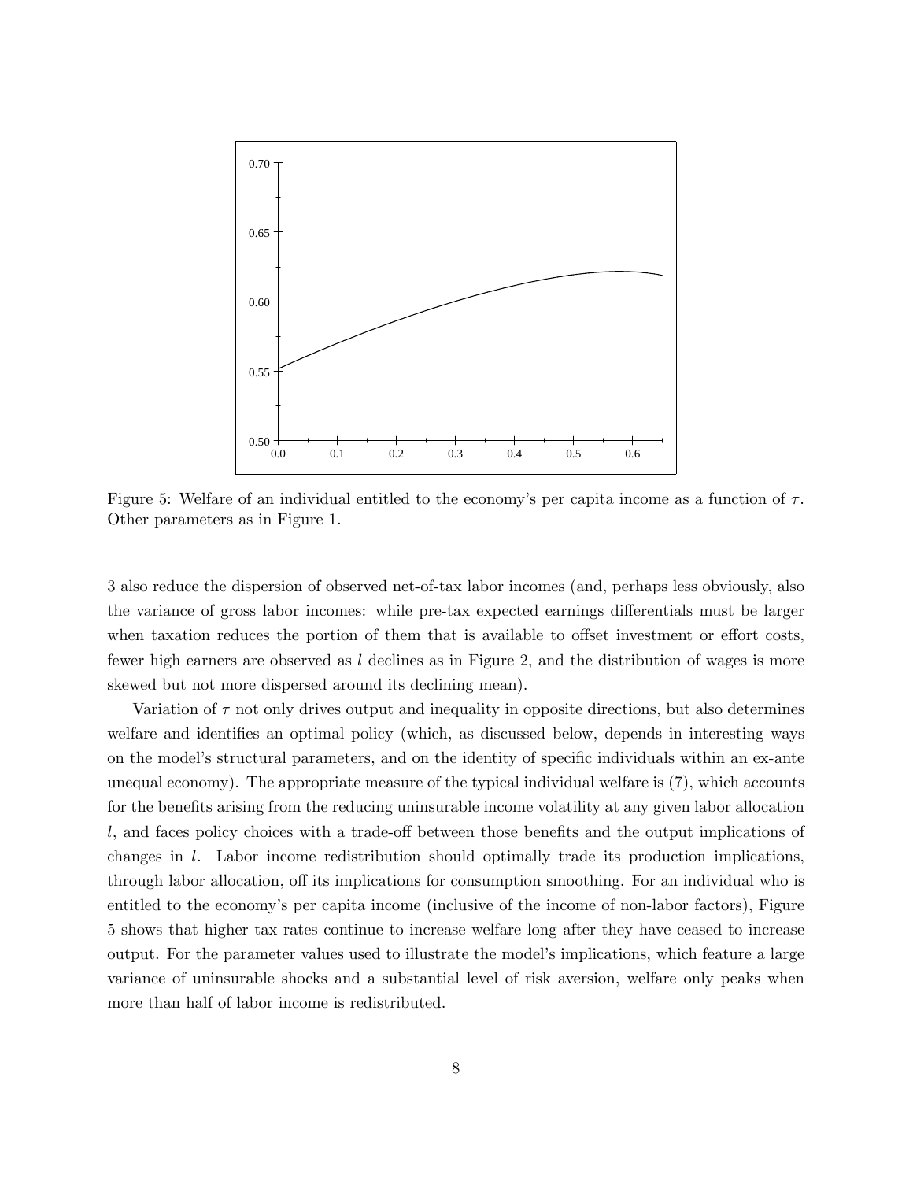Figure 5: Welfare of an individual entitled to the economy's per capita income as a function of $\tau$. Other parameters as in Figure 1.

3 also reduce the dispersion of observed net-of-tax labor incomes (and, perhaps less obviously, also the variance of gross labor incomes: while pre-tax expected earnings differentials must be larger when taxation reduces the portion of them that is available to offset investment or effort costs, fewer high earners are observed as $l$ declines as in Figure 2, and the distribution of wages is more skewed but not more dispersed around its declining mean).

Variation of $\tau$ not only drives output and inequality in opposite directions, but also determines welfare and identifies an optimal policy (which, as discussed below, depends in interesting ways on the model's structural parameters, and on the identity of specific individuals within an ex-ante unequal economy). The appropriate measure of the typical individual welfare is (7), which accounts for the benefits arising from the reducing uninsurable income volatility at any given labor allocation $l$, and faces policy choices with a trade-off between those benefits and the output implications of changes in $l$. Labor income redistribution should optimally trade its production implications, through labor allocation, off its implications for consumption smoothing. For an individual who is entitled to the economy's per capita income (inclusive of the income of non-labor factors), Figure 5 shows that higher tax rates continue to increase welfare long after they have ceased to increase output. For the parameter values used to illustrate the model's implications, which feature a large variance of uninsurable shocks and a substantial level of risk aversion, welfare only peaks when more than half of labor income is redistributed.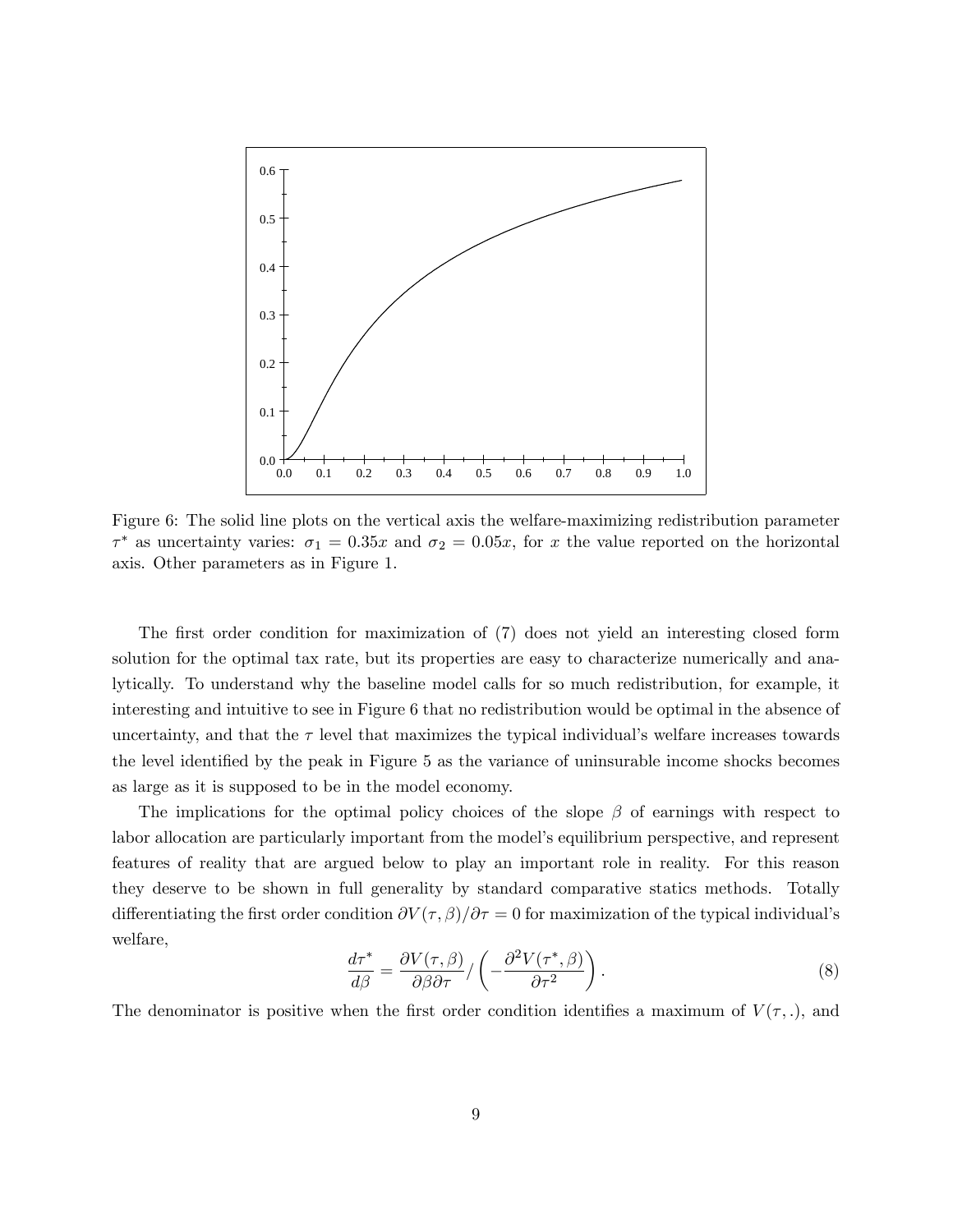Figure 6: The solid line plots on the vertical axis the welfare-maximizing redistribution parameter $\tau^*$ as uncertainty varies: $\sigma_1 = 0.35x$ and $\sigma_2 = 0.05x$, for $x$ the value reported on the horizontal axis. Other parameters as in Figure 1.

The first order condition for maximization of (7) does not yield an interesting closed form solution for the optimal tax rate, but its properties are easy to characterize numerically and analytically. To understand why the baseline model calls for so much redistribution, for example, it interesting and intuitive to see in Figure 6 that no redistribution would be optimal in the absence of uncertainty, and that the $\tau$ level that maximizes the typical individual's welfare increases towards the level identified by the peak in Figure 5 as the variance of uninsurable income shocks becomes as large as it is supposed to be in the model economy.

The implications for the optimal policy choices of the slope $\beta$ of earnings with respect to labor allocation are particularly important from the model's equilibrium perspective, and represent features of reality that are argued below to play an important role in reality. For this reason they deserve to be shown in full generality by standard comparative statics methods. Totally differentiating the first order condition $\partial V(\tau, \beta)/\partial \tau = 0$ for maximization of the typical individual's welfare,

$$\frac{d\tau^*}{d\beta} = \frac{\partial V(\tau, \beta)}{\partial \beta \partial \tau} / \left( -\frac{\partial^2 V(\tau^*, \beta)}{\partial \tau^2} \right). \tag{8}$$

The denominator is positive when the first order condition identifies a maximum of $V(\tau, .)$, and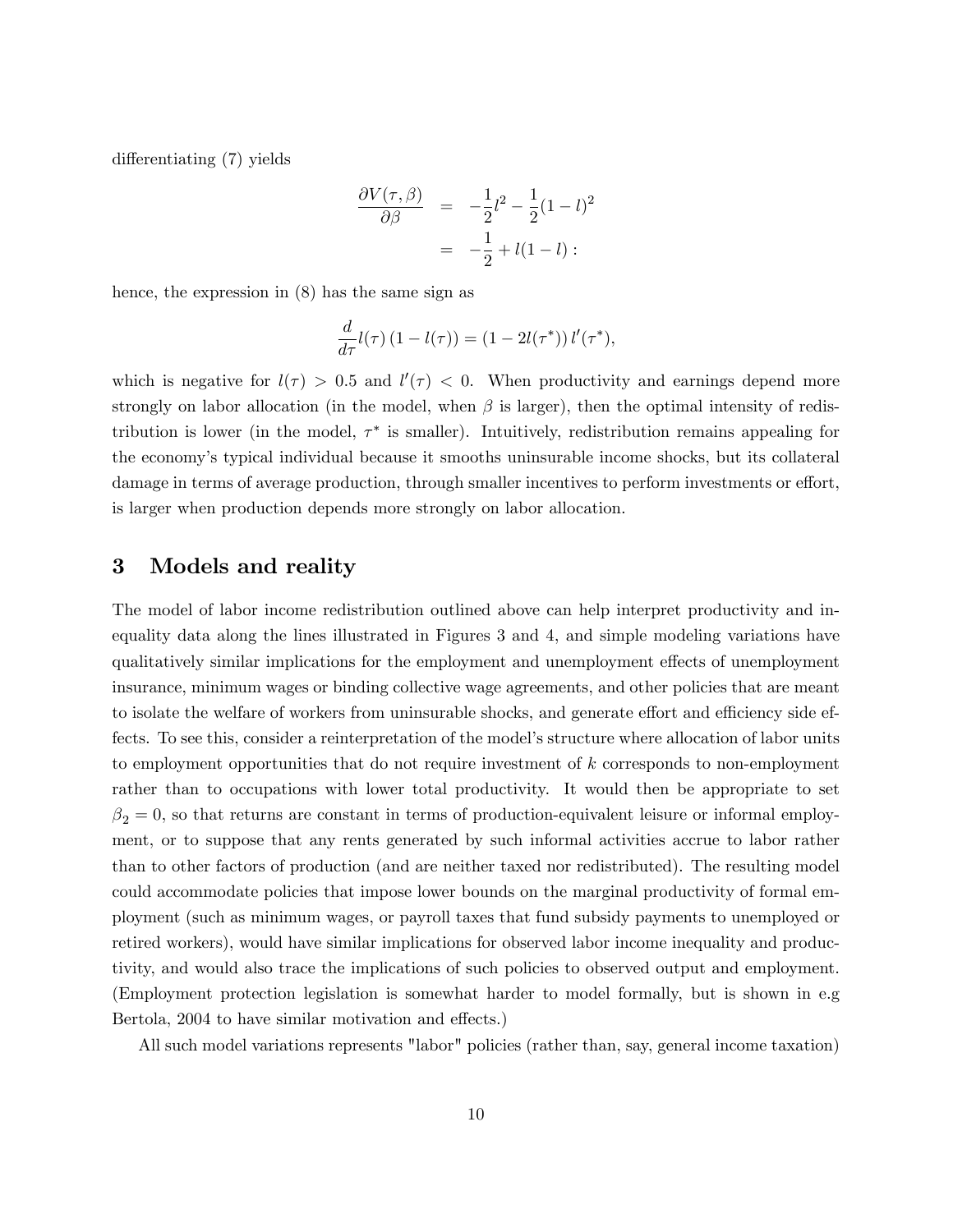differentiating (7) yields

$$
\begin{aligned}
\frac{\partial V(\tau,\beta)}{\partial \beta} &= -\frac{1}{2}l^2 - \frac{1}{2}(1-l)^2 \\
&= -\frac{1}{2} + l(1-l):
\end{aligned}
$$

hence, the expression in (8) has the same sign as

$$
\frac{d}{d\tau}l(\tau)\left(1-l(\tau)\right) = \left(1-2l(\tau^*)\right)l'(\tau^*),
$$

which is negative for $l(\tau) > 0.5$ and $l'(\tau) < 0$. When productivity and earnings depend more strongly on labor allocation (in the model, when $\beta$ is larger), then the optimal intensity of redistribution is lower (in the model, $\tau^*$ is smaller). Intuitively, redistribution remains appealing for the economy's typical individual because it smooths uninsurable income shocks, but its collateral damage in terms of average production, through smaller incentives to perform investments or effort, is larger when production depends more strongly on labor allocation.

## 3 Models and reality

The model of labor income redistribution outlined above can help interpret productivity and inequality data along the lines illustrated in Figures 3 and 4, and simple modeling variations have qualitatively similar implications for the employment and unemployment effects of unemployment insurance, minimum wages or binding collective wage agreements, and other policies that are meant to isolate the welfare of workers from uninsurable shocks, and generate effort and efficiency side effects. To see this, consider a reinterpretation of the model's structure where allocation of labor units to employment opportunities that do not require investment of $k$ corresponds to non-employment rather than to occupations with lower total productivity. It would then be appropriate to set $\beta_2 = 0$, so that returns are constant in terms of production-equivalent leisure or informal employment, or to suppose that any rents generated by such informal activities accrue to labor rather than to other factors of production (and are neither taxed nor redistributed). The resulting model could accommodate policies that impose lower bounds on the marginal productivity of formal employment (such as minimum wages, or payroll taxes that fund subsidy payments to unemployed or retired workers), would have similar implications for observed labor income inequality and productivity, and would also trace the implications of such policies to observed output and employment. (Employment protection legislation is somewhat harder to model formally, but is shown in e.g Bertola, 2004 to have similar motivation and effects.)

All such model variations represents "labor" policies (rather than, say, general income taxation)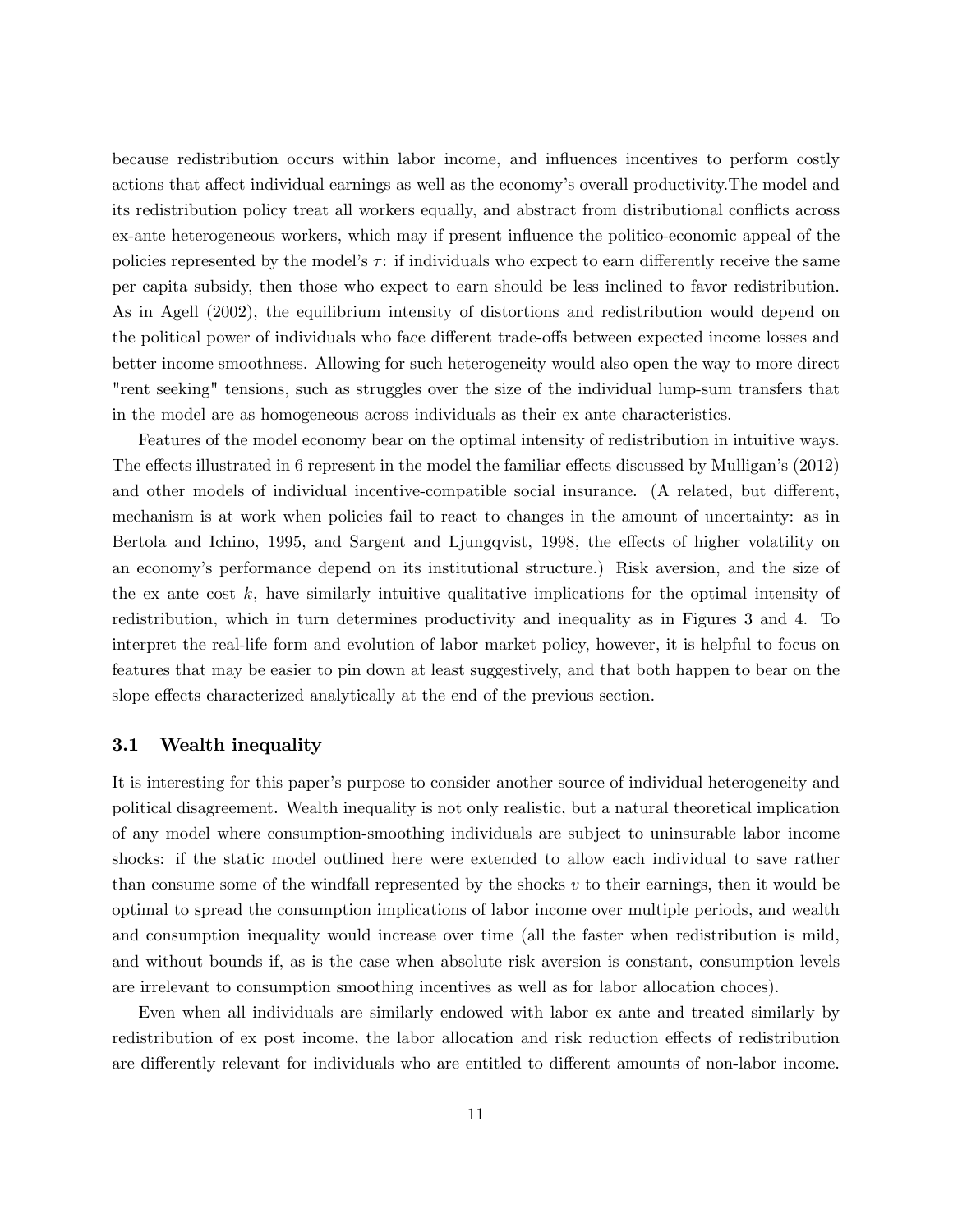because redistribution occurs within labor income, and influences incentives to perform costly actions that affect individual earnings as well as the economy's overall productivity.The model and its redistribution policy treat all workers equally, and abstract from distributional conflicts across ex-ante heterogeneous workers, which may if present influence the politico-economic appeal of the policies represented by the model's $\tau$: if individuals who expect to earn differently receive the same per capita subsidy, then those who expect to earn should be less inclined to favor redistribution. As in Agell (2002), the equilibrium intensity of distortions and redistribution would depend on the political power of individuals who face different trade-offs between expected income losses and better income smoothness. Allowing for such heterogeneity would also open the way to more direct "rent seeking" tensions, such as struggles over the size of the individual lump-sum transfers that in the model are as homogeneous across individuals as their ex ante characteristics.

Features of the model economy bear on the optimal intensity of redistribution in intuitive ways. The effects illustrated in 6 represent in the model the familiar effects discussed by Mulligan's (2012) and other models of individual incentive-compatible social insurance. (A related, but different, mechanism is at work when policies fail to react to changes in the amount of uncertainty: as in Bertola and Ichino, 1995, and Sargent and Ljungqvist, 1998, the effects of higher volatility on an economy's performance depend on its institutional structure.) Risk aversion, and the size of the ex ante cost $k$, have similarly intuitive qualitative implications for the optimal intensity of redistribution, which in turn determines productivity and inequality as in Figures 3 and 4. To interpret the real-life form and evolution of labor market policy, however, it is helpful to focus on features that may be easier to pin down at least suggestively, and that both happen to bear on the slope effects characterized analytically at the end of the previous section.

### 3.1 Wealth inequality

It is interesting for this paper's purpose to consider another source of individual heterogeneity and political disagreement. Wealth inequality is not only realistic, but a natural theoretical implication of any model where consumption-smoothing individuals are subject to uninsurable labor income shocks: if the static model outlined here were extended to allow each individual to save rather than consume some of the windfall represented by the shocks $v$ to their earnings, then it would be optimal to spread the consumption implications of labor income over multiple periods, and wealth and consumption inequality would increase over time (all the faster when redistribution is mild, and without bounds if, as is the case when absolute risk aversion is constant, consumption levels are irrelevant to consumption smoothing incentives as well as for labor allocation choces).

Even when all individuals are similarly endowed with labor ex ante and treated similarly by redistribution of ex post income, the labor allocation and risk reduction effects of redistribution are differently relevant for individuals who are entitled to different amounts of non-labor income.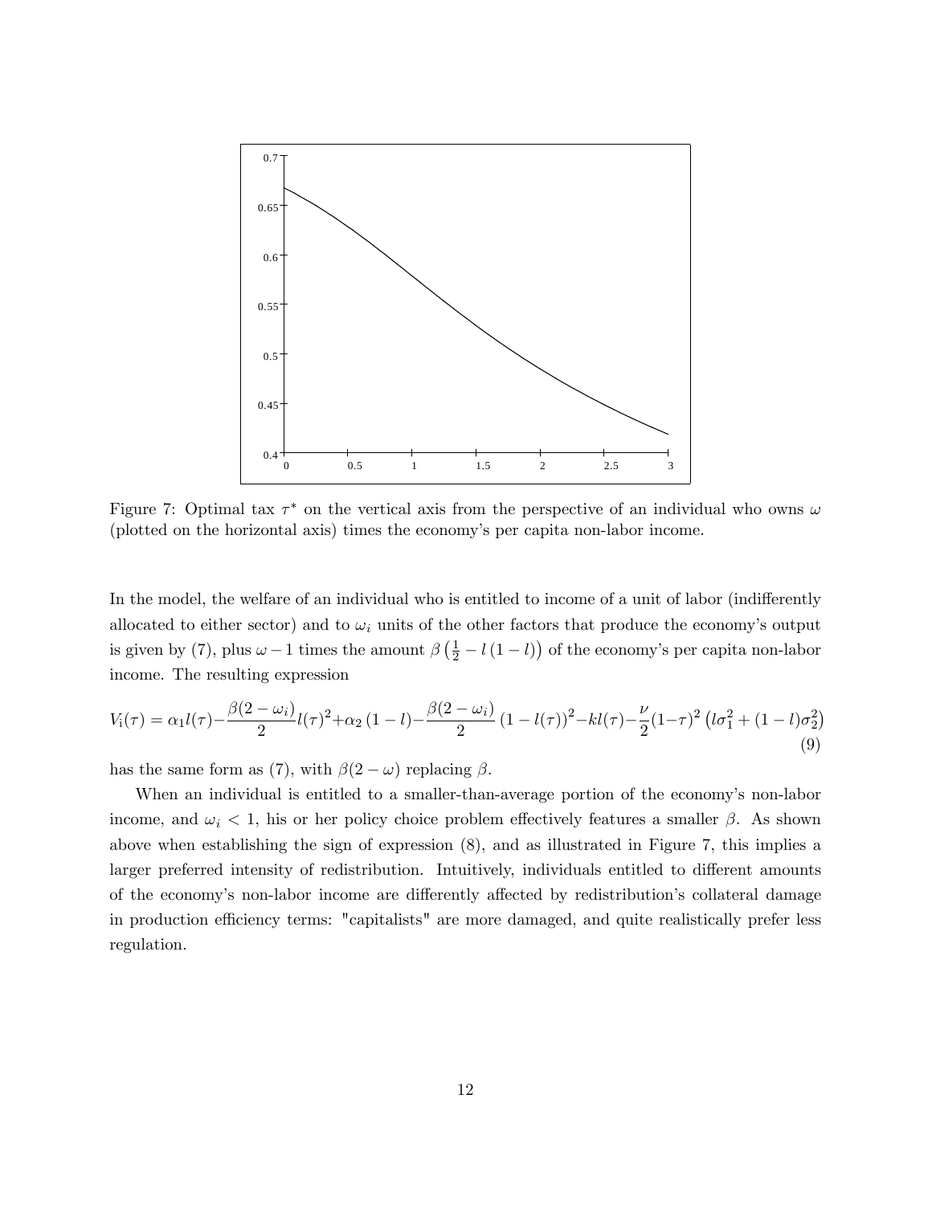Figure 7: Optimal tax $\tau^*$ on the vertical axis from the perspective of an individual who owns $\omega$ (plotted on the horizontal axis) times the economy's per capita non-labor income.

In the model, the welfare of an individual who is entitled to income of a unit of labor (indifferently allocated to either sector) and to $\omega_i$ units of the other factors that produce the economy's output is given by (7), plus $\omega - 1$ times the amount $\beta\left(\frac{1}{2} - l\left(1-l\right)\right)$ of the economy's per capita non-labor income. The resulting expression

$$V_i(\tau) = \alpha_1 l(\tau) - \frac{\beta(2-\omega_i)}{2} l(\tau)^2 + \alpha_2 \left(1-l\right) - \frac{\beta(2-\omega_i)}{2} \left(1-l(\tau)\right)^2 - kl(\tau) - \frac{\nu}{2}(1-\tau)^2 \left(l\sigma_1^2 + (1-l)\sigma_2^2\right) \tag{9}$$

has the same form as (7), with $\beta(2-\omega)$ replacing $\beta$.

When an individual is entitled to a smaller-than-average portion of the economy's non-labor income, and $\omega_i < 1$, his or her policy choice problem effectively features a smaller $\beta$. As shown above when establishing the sign of expression (8), and as illustrated in Figure 7, this implies a larger preferred intensity of redistribution. Intuitively, individuals entitled to different amounts of the economy's non-labor income are differently affected by redistribution's collateral damage in production efficiency terms: "capitalists" are more damaged, and quite realistically prefer less regulation.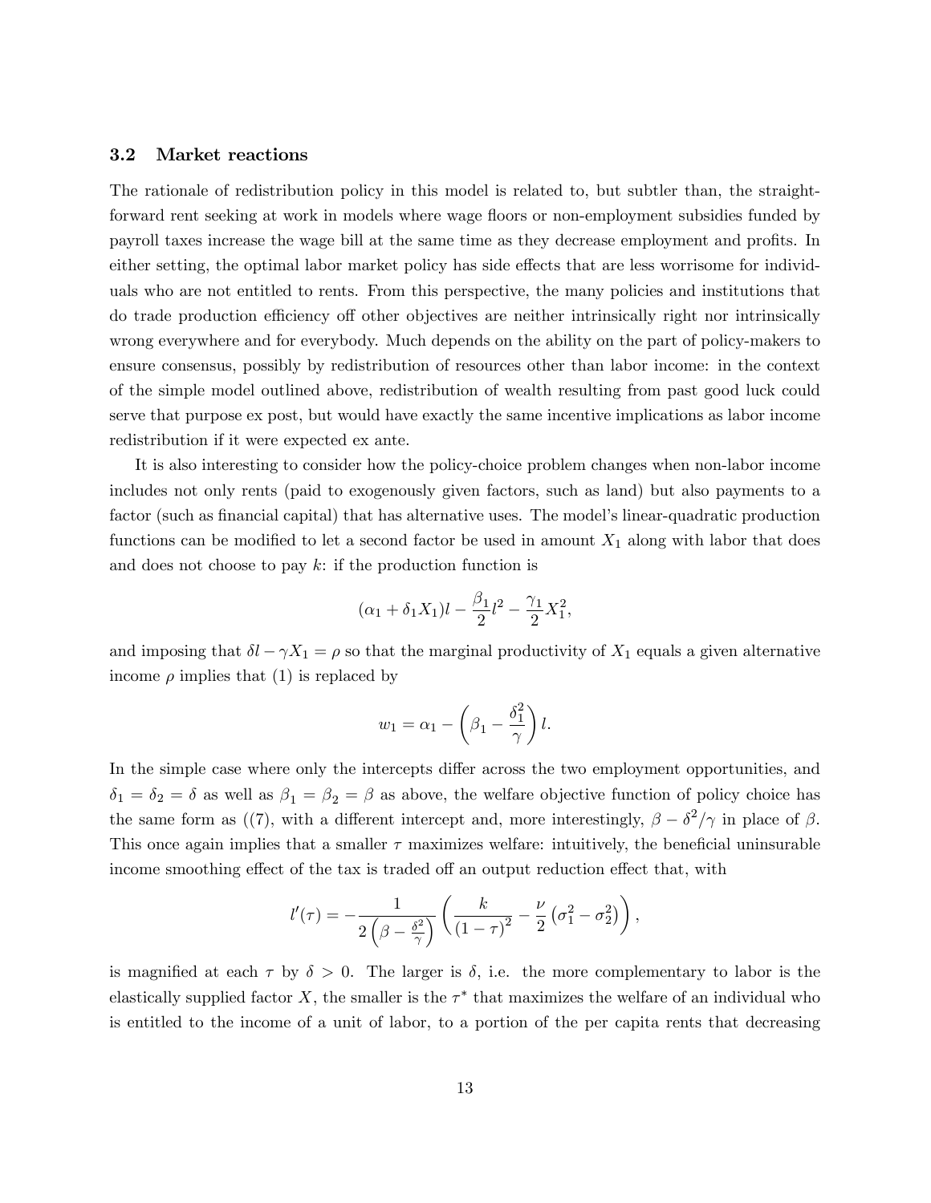### 3.2 Market reactions

The rationale of redistribution policy in this model is related to, but subtler than, the straightforward rent seeking at work in models where wage floors or non-employment subsidies funded by payroll taxes increase the wage bill at the same time as they decrease employment and profits. In either setting, the optimal labor market policy has side effects that are less worrisome for individuals who are not entitled to rents. From this perspective, the many policies and institutions that do trade production efficiency off other objectives are neither intrinsically right nor intrinsically wrong everywhere and for everybody. Much depends on the ability on the part of policy-makers to ensure consensus, possibly by redistribution of resources other than labor income: in the context of the simple model outlined above, redistribution of wealth resulting from past good luck could serve that purpose ex post, but would have exactly the same incentive implications as labor income redistribution if it were expected ex ante.

It is also interesting to consider how the policy-choice problem changes when non-labor income includes not only rents (paid to exogenously given factors, such as land) but also payments to a factor (such as financial capital) that has alternative uses. The model's linear-quadratic production functions can be modified to let a second factor be used in amount $X_1$ along with labor that does and does not choose to pay $k$: if the production function is

$$(\alpha_1 + \delta_1 X_1)l - \frac{\beta_1}{2}l^2 - \frac{\gamma_1}{2}X_1^2,$$

and imposing that $\delta l - \gamma X_1 = \rho$ so that the marginal productivity of $X_1$ equals a given alternative income $\rho$ implies that (1) is replaced by

$$w_1 = \alpha_1 - \left(\beta_1 - \frac{\delta_1^2}{\gamma}\right)l.$$

In the simple case where only the intercepts differ across the two employment opportunities, and $\delta_1 = \delta_2 = \delta$ as well as $\beta_1 = \beta_2 = \beta$ as above, the welfare objective function of policy choice has the same form as ((7), with a different intercept and, more interestingly, $\beta - \delta^2/\gamma$ in place of $\beta$. This once again implies that a smaller $\tau$ maximizes welfare: intuitively, the beneficial uninsurable income smoothing effect of the tax is traded off an output reduction effect that, with

$$l'(\tau) = -\frac{1}{2\left(\beta - \frac{\delta^2}{\gamma}\right)}\left(\frac{k}{(1-\tau)^2} - \frac{\nu}{2}\left(\sigma_1^2 - \sigma_2^2\right)\right),$$

is magnified at each $\tau$ by $\delta > 0$. The larger is $\delta$, i.e. the more complementary to labor is the elastically supplied factor $X$, the smaller is the $\tau^*$ that maximizes the welfare of an individual who is entitled to the income of a unit of labor, to a portion of the per capita rents that decreasing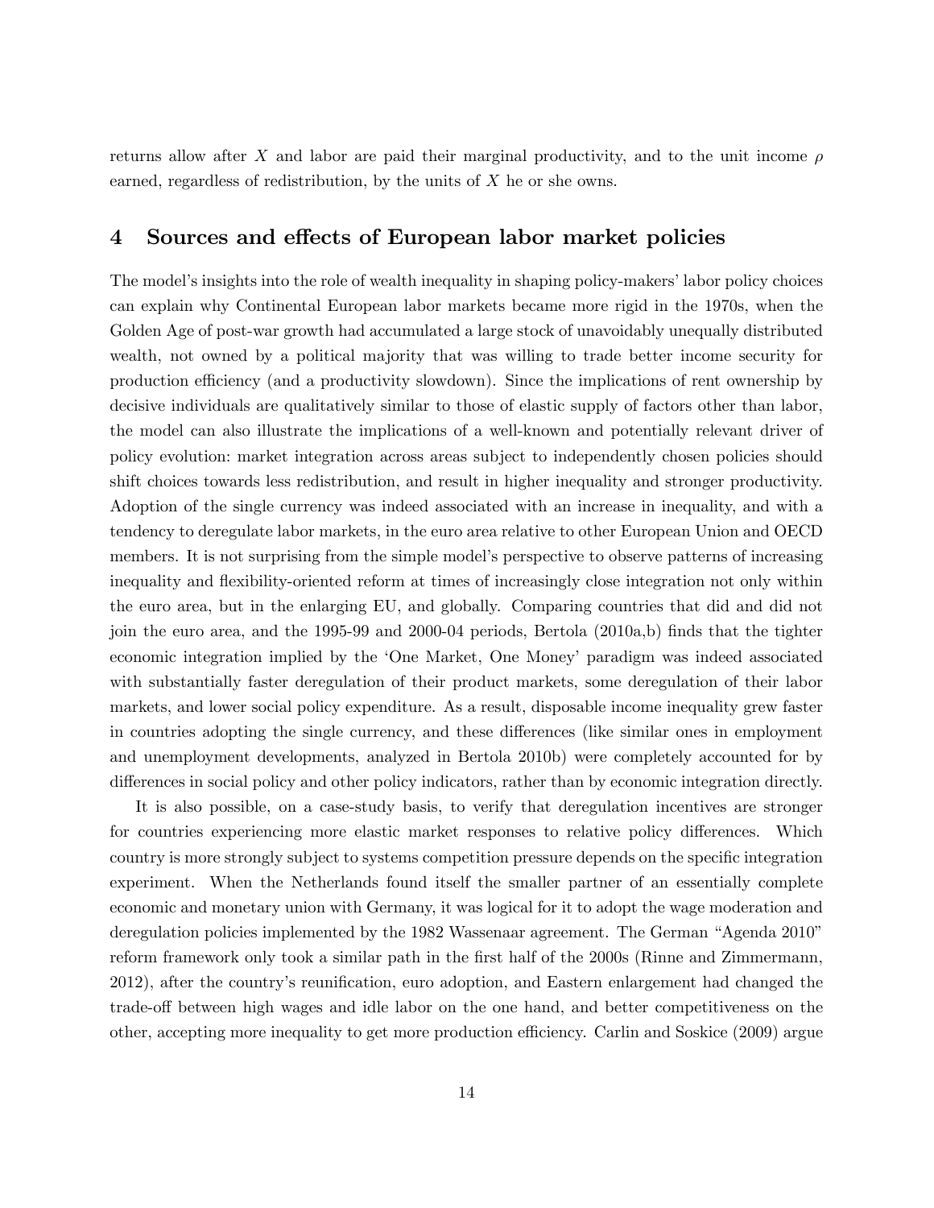returns allow after $X$ and labor are paid their marginal productivity, and to the unit income $\rho$ earned, regardless of redistribution, by the units of $X$ he or she owns.

## 4 Sources and effects of European labor market policies

The model's insights into the role of wealth inequality in shaping policy-makers' labor policy choices can explain why Continental European labor markets became more rigid in the 1970s, when the Golden Age of post-war growth had accumulated a large stock of unavoidably unequally distributed wealth, not owned by a political majority that was willing to trade better income security for production efficiency (and a productivity slowdown). Since the implications of rent ownership by decisive individuals are qualitatively similar to those of elastic supply of factors other than labor, the model can also illustrate the implications of a well-known and potentially relevant driver of policy evolution: market integration across areas subject to independently chosen policies should shift choices towards less redistribution, and result in higher inequality and stronger productivity. Adoption of the single currency was indeed associated with an increase in inequality, and with a tendency to deregulate labor markets, in the euro area relative to other European Union and OECD members. It is not surprising from the simple model's perspective to observe patterns of increasing inequality and flexibility-oriented reform at times of increasingly close integration not only within the euro area, but in the enlarging EU, and globally. Comparing countries that did and did not join the euro area, and the 1995-99 and 2000-04 periods, Bertola (2010a,b) finds that the tighter economic integration implied by the 'One Market, One Money' paradigm was indeed associated with substantially faster deregulation of their product markets, some deregulation of their labor markets, and lower social policy expenditure. As a result, disposable income inequality grew faster in countries adopting the single currency, and these differences (like similar ones in employment and unemployment developments, analyzed in Bertola 2010b) were completely accounted for by differences in social policy and other policy indicators, rather than by economic integration directly.

It is also possible, on a case-study basis, to verify that deregulation incentives are stronger for countries experiencing more elastic market responses to relative policy differences. Which country is more strongly subject to systems competition pressure depends on the specific integration experiment. When the Netherlands found itself the smaller partner of an essentially complete economic and monetary union with Germany, it was logical for it to adopt the wage moderation and deregulation policies implemented by the 1982 Wassenaar agreement. The German "Agenda 2010" reform framework only took a similar path in the first half of the 2000s (Rinne and Zimmermann, 2012), after the country's reunification, euro adoption, and Eastern enlargement had changed the trade-off between high wages and idle labor on the one hand, and better competitiveness on the other, accepting more inequality to get more production efficiency. Carlin and Soskice (2009) argue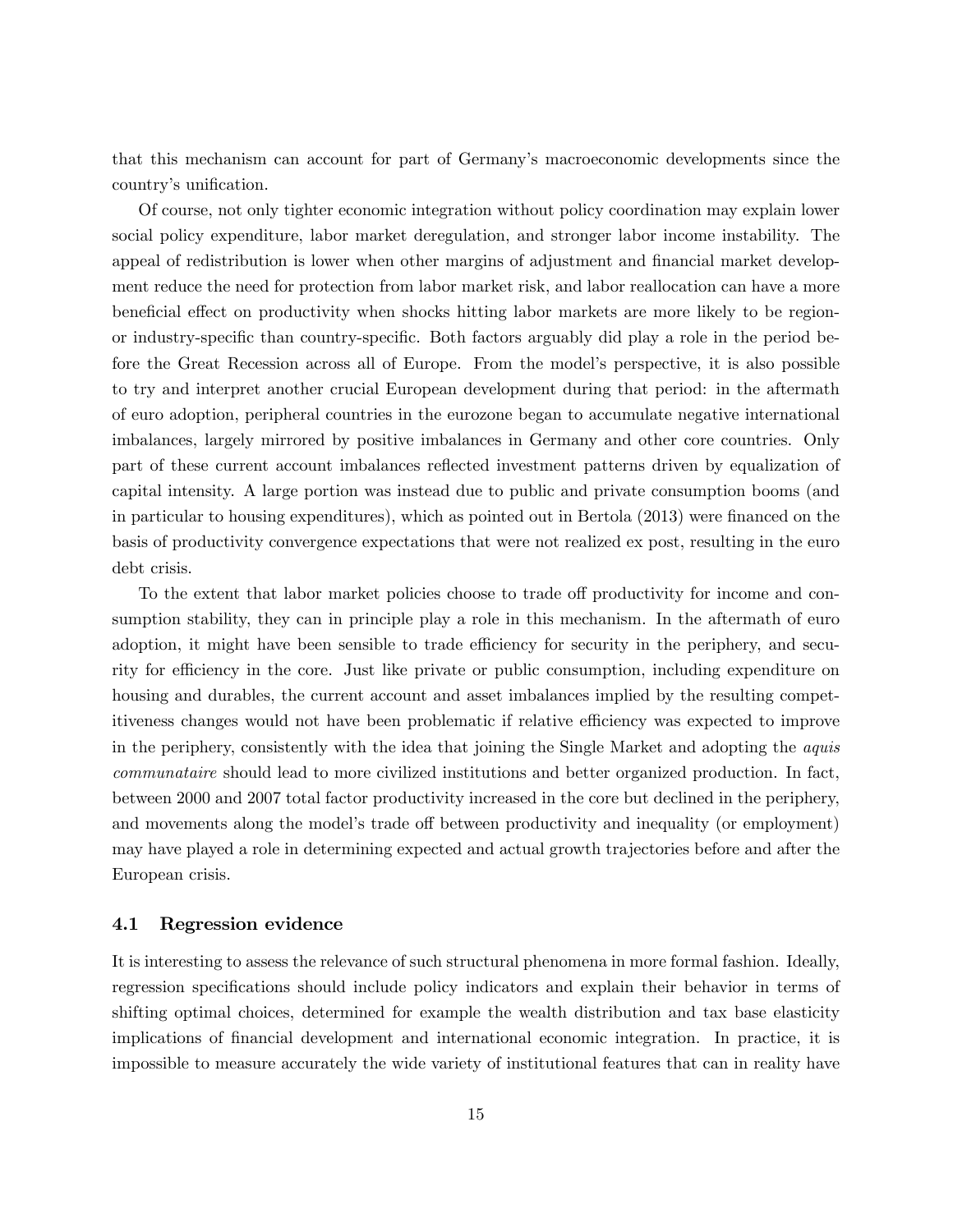that this mechanism can account for part of Germany's macroeconomic developments since the country's unification.

Of course, not only tighter economic integration without policy coordination may explain lower social policy expenditure, labor market deregulation, and stronger labor income instability. The appeal of redistribution is lower when other margins of adjustment and financial market development reduce the need for protection from labor market risk, and labor reallocation can have a more beneficial effect on productivity when shocks hitting labor markets are more likely to be region- or industry-specific than country-specific. Both factors arguably did play a role in the period before the Great Recession across all of Europe. From the model's perspective, it is also possible to try and interpret another crucial European development during that period: in the aftermath of euro adoption, peripheral countries in the eurozone began to accumulate negative international imbalances, largely mirrored by positive imbalances in Germany and other core countries. Only part of these current account imbalances reflected investment patterns driven by equalization of capital intensity. A large portion was instead due to public and private consumption booms (and in particular to housing expenditures), which as pointed out in Bertola (2013) were financed on the basis of productivity convergence expectations that were not realized ex post, resulting in the euro debt crisis.

To the extent that labor market policies choose to trade off productivity for income and consumption stability, they can in principle play a role in this mechanism. In the aftermath of euro adoption, it might have been sensible to trade efficiency for security in the periphery, and security for efficiency in the core. Just like private or public consumption, including expenditure on housing and durables, the current account and asset imbalances implied by the resulting competitiveness changes would not have been problematic if relative efficiency was expected to improve in the periphery, consistently with the idea that joining the Single Market and adopting the *aquis communataire* should lead to more civilized institutions and better organized production. In fact, between 2000 and 2007 total factor productivity increased in the core but declined in the periphery, and movements along the model's trade off between productivity and inequality (or employment) may have played a role in determining expected and actual growth trajectories before and after the European crisis.

### 4.1 Regression evidence

It is interesting to assess the relevance of such structural phenomena in more formal fashion. Ideally, regression specifications should include policy indicators and explain their behavior in terms of shifting optimal choices, determined for example the wealth distribution and tax base elasticity implications of financial development and international economic integration. In practice, it is impossible to measure accurately the wide variety of institutional features that can in reality have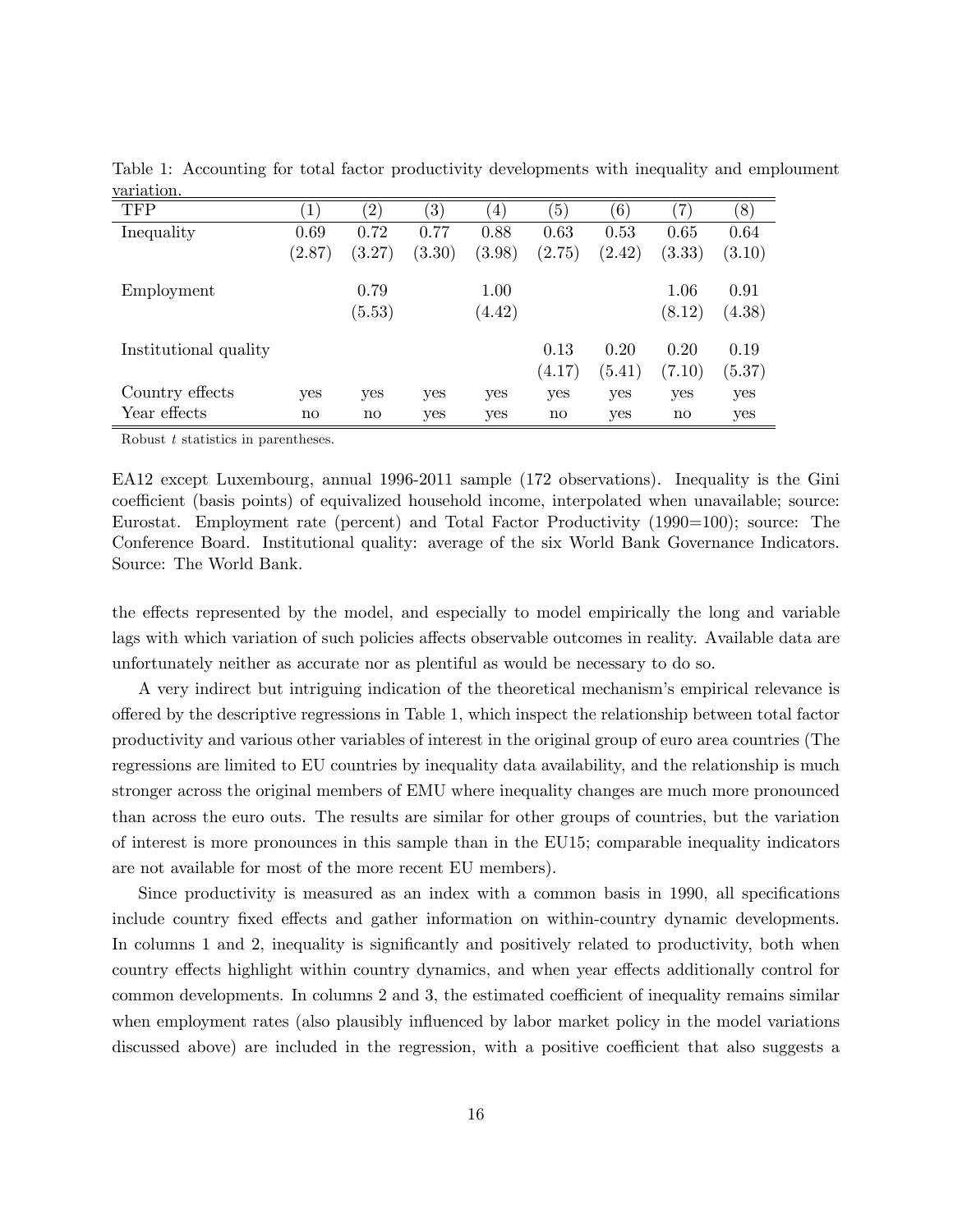Table 1: Accounting for total factor productivity developments with inequality and emploument variation.

| TFP | (1) | (2) | (3) | (4) | (5) | (6) | (7) | (8) |
|---|---|---|---|---|---|---|---|---|
| Inequality | 0.69 | 0.72 | 0.77 | 0.88 | 0.63 | 0.53 | 0.65 | 0.64 |
| | (2.87) | (3.27) | (3.30) | (3.98) | (2.75) | (2.42) | (3.33) | (3.10) |
| Employment | | 0.79 | | 1.00 | | | 1.06 | 0.91 |
| | | (5.53) | | (4.42) | | | (8.12) | (4.38) |
| Institutional quality | | | | | 0.13 | 0.20 | 0.20 | 0.19 |
| | | | | | (4.17) | (5.41) | (7.10) | (5.37) |
| Country effects | yes | yes | yes | yes | yes | yes | yes | yes |
| Year effects | no | no | yes | yes | no | yes | no | yes |

Robust $t$ statistics in parentheses.

EA12 except Luxembourg, annual 1996-2011 sample (172 observations). Inequality is the Gini coefficient (basis points) of equivalized household income, interpolated when unavailable; source: Eurostat. Employment rate (percent) and Total Factor Productivity (1990=100); source: The Conference Board. Institutional quality: average of the six World Bank Governance Indicators. Source: The World Bank.

the effects represented by the model, and especially to model empirically the long and variable lags with which variation of such policies affects observable outcomes in reality. Available data are unfortunately neither as accurate nor as plentiful as would be necessary to do so.

A very indirect but intriguing indication of the theoretical mechanism's empirical relevance is offered by the descriptive regressions in Table 1, which inspect the relationship between total factor productivity and various other variables of interest in the original group of euro area countries (The regressions are limited to EU countries by inequality data availability, and the relationship is much stronger across the original members of EMU where inequality changes are much more pronounced than across the euro outs. The results are similar for other groups of countries, but the variation of interest is more pronounces in this sample than in the EU15; comparable inequality indicators are not available for most of the more recent EU members).

Since productivity is measured as an index with a common basis in 1990, all specifications include country fixed effects and gather information on within-country dynamic developments. In columns 1 and 2, inequality is significantly and positively related to productivity, both when country effects highlight within country dynamics, and when year effects additionally control for common developments. In columns 2 and 3, the estimated coefficient of inequality remains similar when employment rates (also plausibly influenced by labor market policy in the model variations discussed above) are included in the regression, with a positive coefficient that also suggests a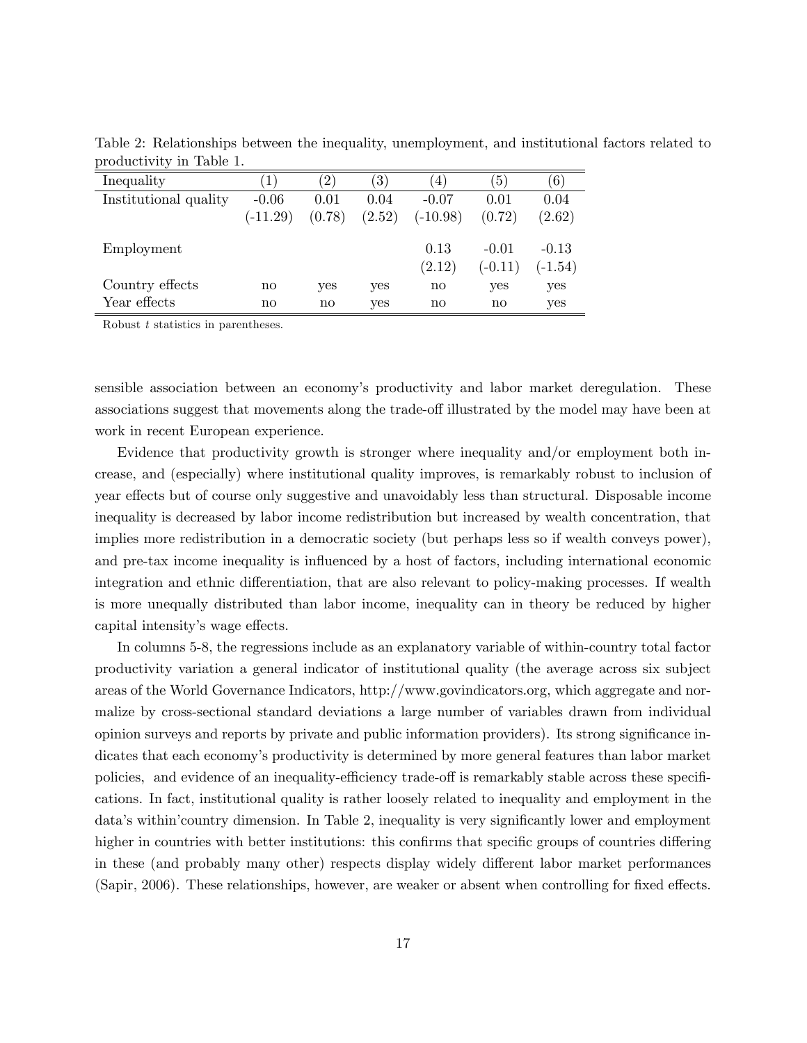Table 2: Relationships between the inequality, unemployment, and institutional factors related to productivity in Table 1.

| Inequality | (1) | (2) | (3) | (4) | (5) | (6) |
|---|---|---|---|---|---|---|
| Institutional quality | -0.06 | 0.01 | 0.04 | -0.07 | 0.01 | 0.04 |
| | (-11.29) | (0.78) | (2.52) | (-10.98) | (0.72) | (2.62) |
| Employment | | | | 0.13 | -0.01 | -0.13 |
| | | | | (2.12) | (-0.11) | (-1.54) |
| Country effects | no | yes | yes | no | yes | yes |
| Year effects | no | no | yes | no | no | yes |

Robust $t$ statistics in parentheses.

sensible association between an economy's productivity and labor market deregulation. These associations suggest that movements along the trade-off illustrated by the model may have been at work in recent European experience.

Evidence that productivity growth is stronger where inequality and/or employment both increase, and (especially) where institutional quality improves, is remarkably robust to inclusion of year effects but of course only suggestive and unavoidably less than structural. Disposable income inequality is decreased by labor income redistribution but increased by wealth concentration, that implies more redistribution in a democratic society (but perhaps less so if wealth conveys power), and pre-tax income inequality is influenced by a host of factors, including international economic integration and ethnic differentiation, that are also relevant to policy-making processes. If wealth is more unequally distributed than labor income, inequality can in theory be reduced by higher capital intensity's wage effects.

In columns 5-8, the regressions include as an explanatory variable of within-country total factor productivity variation a general indicator of institutional quality (the average across six subject areas of the World Governance Indicators, http://www.govindicators.org, which aggregate and normalize by cross-sectional standard deviations a large number of variables drawn from individual opinion surveys and reports by private and public information providers). Its strong significance indicates that each economy's productivity is determined by more general features than labor market policies, and evidence of an inequality-efficiency trade-off is remarkably stable across these specifications. In fact, institutional quality is rather loosely related to inequality and employment in the data's within'country dimension. In Table 2, inequality is very significantly lower and employment higher in countries with better institutions: this confirms that specific groups of countries differing in these (and probably many other) respects display widely different labor market performances (Sapir, 2006). These relationships, however, are weaker or absent when controlling for fixed effects.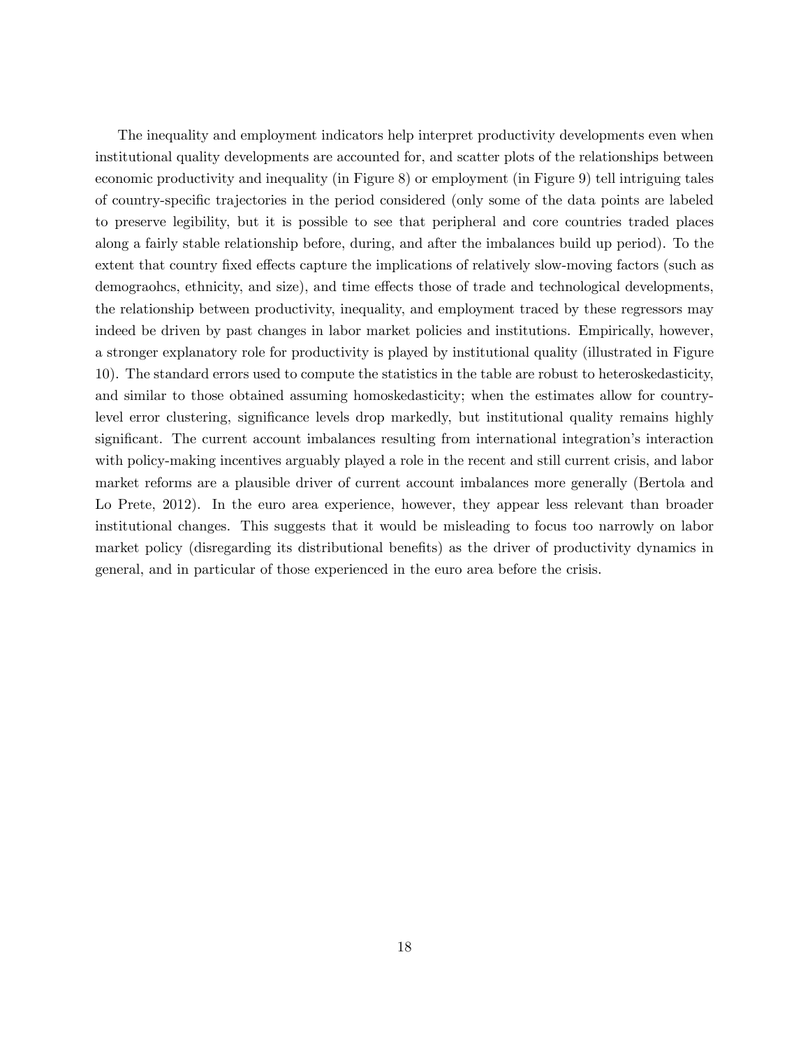The inequality and employment indicators help interpret productivity developments even when institutional quality developments are accounted for, and scatter plots of the relationships between economic productivity and inequality (in Figure 8) or employment (in Figure 9) tell intriguing tales of country-specific trajectories in the period considered (only some of the data points are labeled to preserve legibility, but it is possible to see that peripheral and core countries traded places along a fairly stable relationship before, during, and after the imbalances build up period). To the extent that country fixed effects capture the implications of relatively slow-moving factors (such as demograohcs, ethnicity, and size), and time effects those of trade and technological developments, the relationship between productivity, inequality, and employment traced by these regressors may indeed be driven by past changes in labor market policies and institutions. Empirically, however, a stronger explanatory role for productivity is played by institutional quality (illustrated in Figure 10). The standard errors used to compute the statistics in the table are robust to heteroskedasticity, and similar to those obtained assuming homoskedasticity; when the estimates allow for country-level error clustering, significance levels drop markedly, but institutional quality remains highly significant. The current account imbalances resulting from international integration's interaction with policy-making incentives arguably played a role in the recent and still current crisis, and labor market reforms are a plausible driver of current account imbalances more generally (Bertola and Lo Prete, 2012). In the euro area experience, however, they appear less relevant than broader institutional changes. This suggests that it would be misleading to focus too narrowly on labor market policy (disregarding its distributional benefits) as the driver of productivity dynamics in general, and in particular of those experienced in the euro area before the crisis.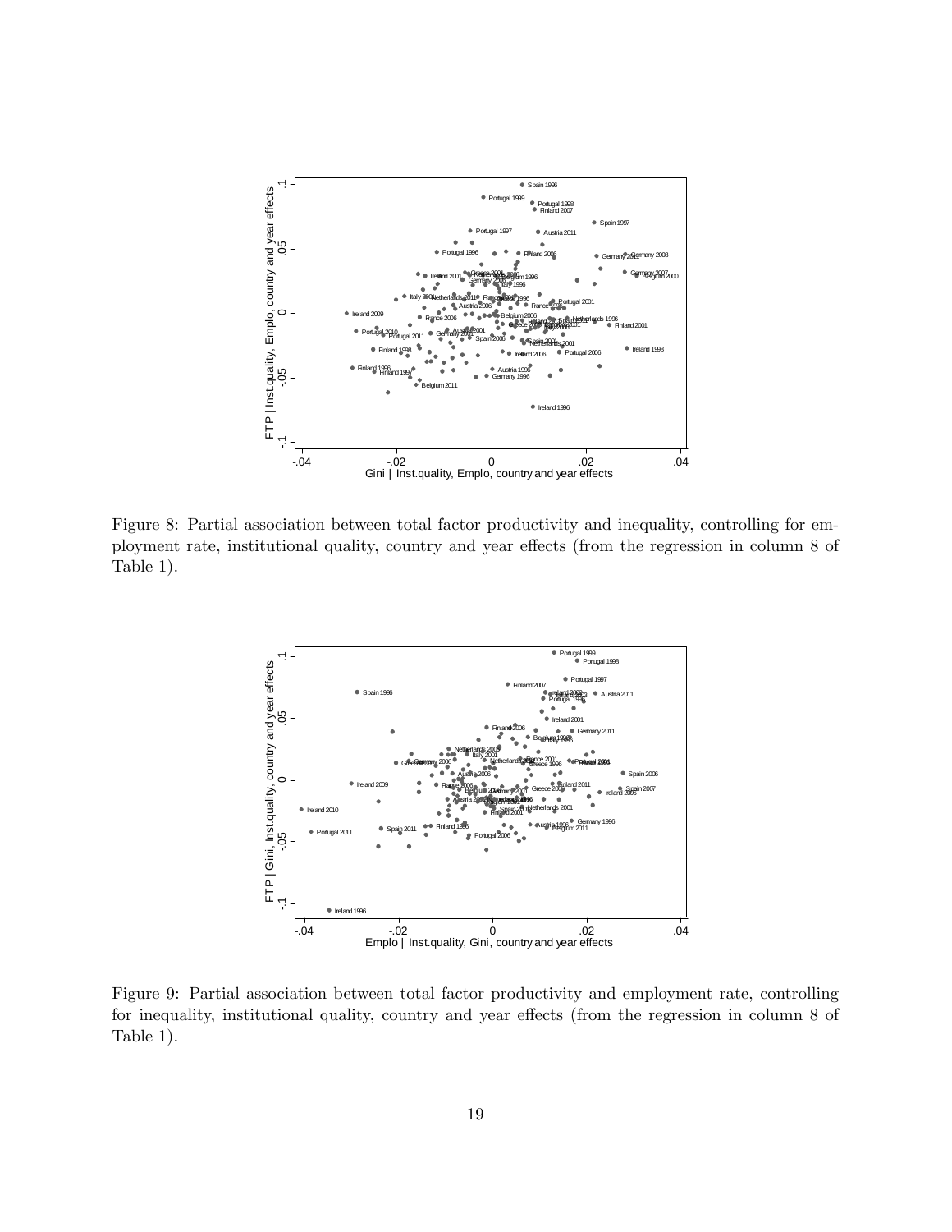Figure 8: Partial association between total factor productivity and inequality, controlling for employment rate, institutional quality, country and year effects (from the regression in column 8 of Table 1).

Figure 9: Partial association between total factor productivity and employment rate, controlling for inequality, institutional quality, country and year effects (from the regression in column 8 of Table 1).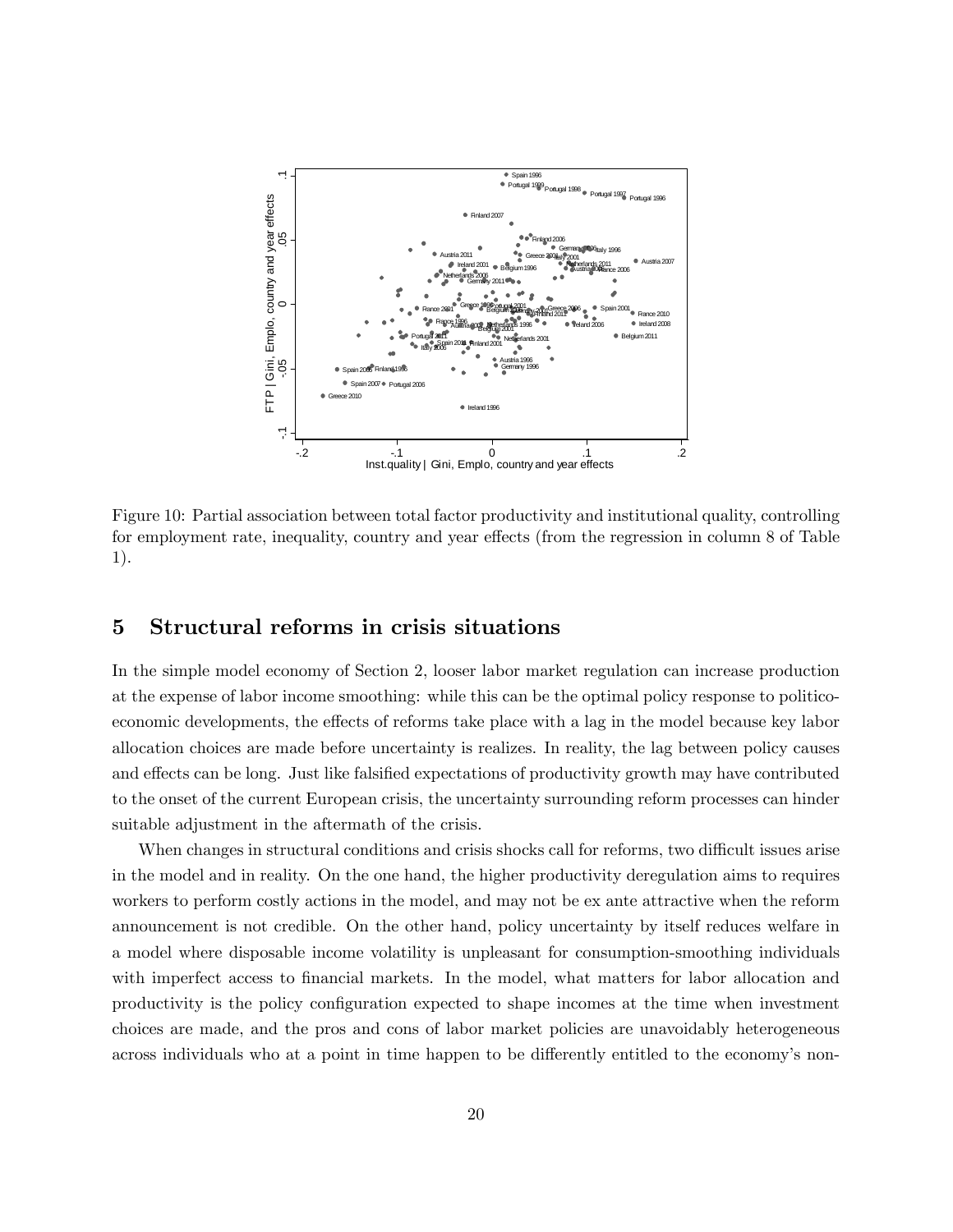Figure 10: Partial association between total factor productivity and institutional quality, controlling for employment rate, inequality, country and year effects (from the regression in column 8 of Table 1).

## 5 Structural reforms in crisis situations

In the simple model economy of Section 2, looser labor market regulation can increase production at the expense of labor income smoothing: while this can be the optimal policy response to politico-economic developments, the effects of reforms take place with a lag in the model because key labor allocation choices are made before uncertainty is realizes. In reality, the lag between policy causes and effects can be long. Just like falsified expectations of productivity growth may have contributed to the onset of the current European crisis, the uncertainty surrounding reform processes can hinder suitable adjustment in the aftermath of the crisis.

When changes in structural conditions and crisis shocks call for reforms, two difficult issues arise in the model and in reality. On the one hand, the higher productivity deregulation aims to requires workers to perform costly actions in the model, and may not be ex ante attractive when the reform announcement is not credible. On the other hand, policy uncertainty by itself reduces welfare in a model where disposable income volatility is unpleasant for consumption-smoothing individuals with imperfect access to financial markets. In the model, what matters for labor allocation and productivity is the policy configuration expected to shape incomes at the time when investment choices are made, and the pros and cons of labor market policies are unavoidably heterogeneous across individuals who at a point in time happen to be differently entitled to the economy's non-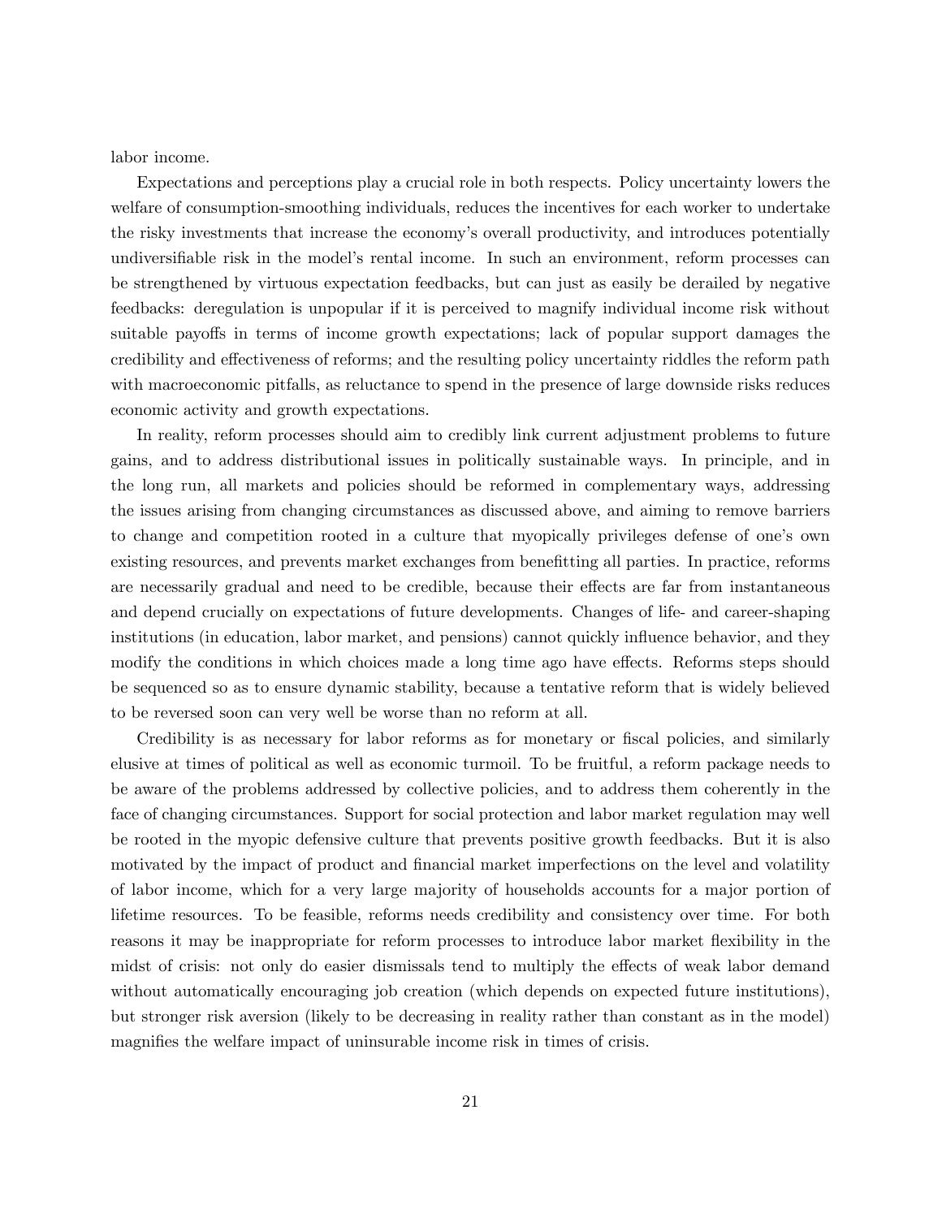labor income.

Expectations and perceptions play a crucial role in both respects. Policy uncertainty lowers the welfare of consumption-smoothing individuals, reduces the incentives for each worker to undertake the risky investments that increase the economy's overall productivity, and introduces potentially undiversifiable risk in the model's rental income. In such an environment, reform processes can be strengthened by virtuous expectation feedbacks, but can just as easily be derailed by negative feedbacks: deregulation is unpopular if it is perceived to magnify individual income risk without suitable payoffs in terms of income growth expectations; lack of popular support damages the credibility and effectiveness of reforms; and the resulting policy uncertainty riddles the reform path with macroeconomic pitfalls, as reluctance to spend in the presence of large downside risks reduces economic activity and growth expectations.

In reality, reform processes should aim to credibly link current adjustment problems to future gains, and to address distributional issues in politically sustainable ways. In principle, and in the long run, all markets and policies should be reformed in complementary ways, addressing the issues arising from changing circumstances as discussed above, and aiming to remove barriers to change and competition rooted in a culture that myopically privileges defense of one's own existing resources, and prevents market exchanges from benefitting all parties. In practice, reforms are necessarily gradual and need to be credible, because their effects are far from instantaneous and depend crucially on expectations of future developments. Changes of life- and career-shaping institutions (in education, labor market, and pensions) cannot quickly influence behavior, and they modify the conditions in which choices made a long time ago have effects. Reforms steps should be sequenced so as to ensure dynamic stability, because a tentative reform that is widely believed to be reversed soon can very well be worse than no reform at all.

Credibility is as necessary for labor reforms as for monetary or fiscal policies, and similarly elusive at times of political as well as economic turmoil. To be fruitful, a reform package needs to be aware of the problems addressed by collective policies, and to address them coherently in the face of changing circumstances. Support for social protection and labor market regulation may well be rooted in the myopic defensive culture that prevents positive growth feedbacks. But it is also motivated by the impact of product and financial market imperfections on the level and volatility of labor income, which for a very large majority of households accounts for a major portion of lifetime resources. To be feasible, reforms needs credibility and consistency over time. For both reasons it may be inappropriate for reform processes to introduce labor market flexibility in the midst of crisis: not only do easier dismissals tend to multiply the effects of weak labor demand without automatically encouraging job creation (which depends on expected future institutions), but stronger risk aversion (likely to be decreasing in reality rather than constant as in the model) magnifies the welfare impact of uninsurable income risk in times of crisis.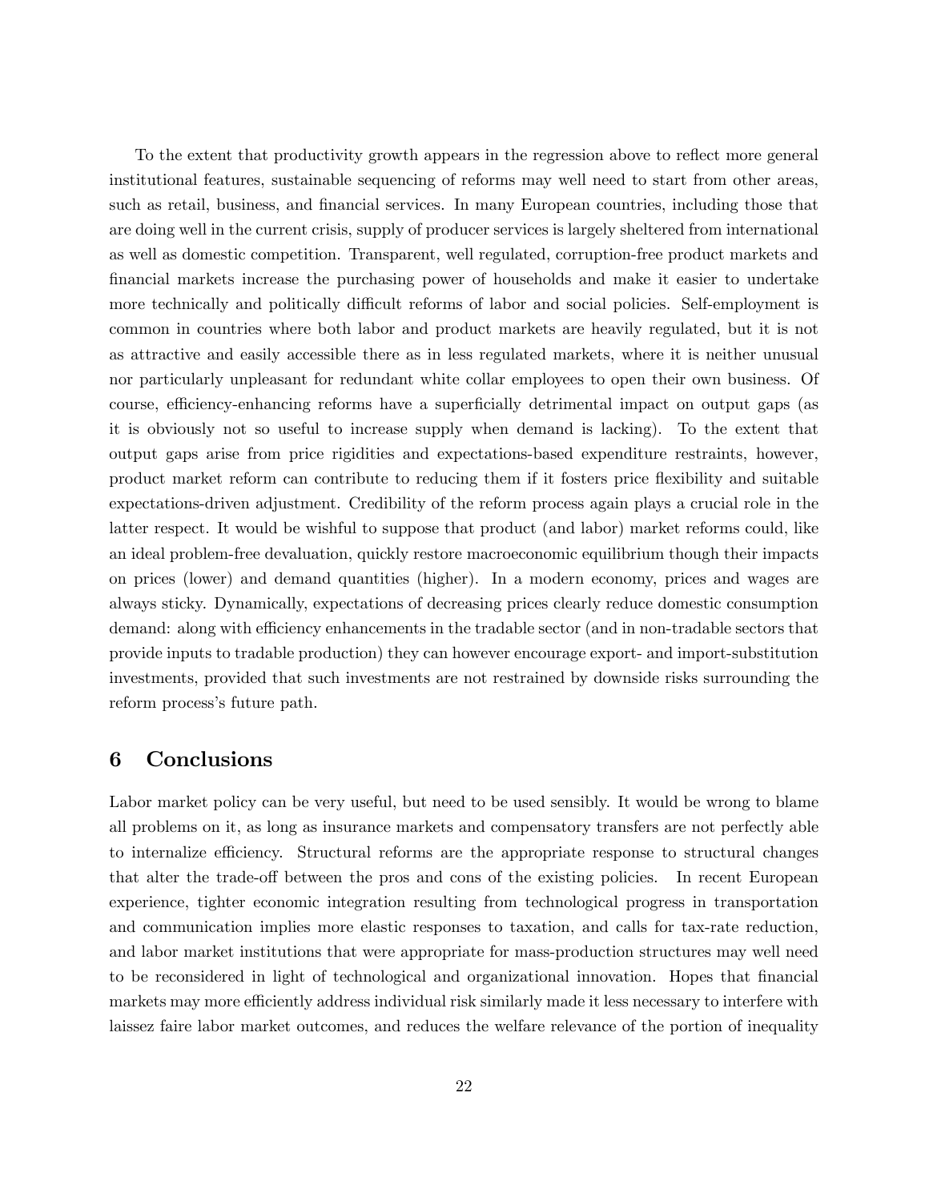To the extent that productivity growth appears in the regression above to reflect more general institutional features, sustainable sequencing of reforms may well need to start from other areas, such as retail, business, and financial services. In many European countries, including those that are doing well in the current crisis, supply of producer services is largely sheltered from international as well as domestic competition. Transparent, well regulated, corruption-free product markets and financial markets increase the purchasing power of households and make it easier to undertake more technically and politically difficult reforms of labor and social policies. Self-employment is common in countries where both labor and product markets are heavily regulated, but it is not as attractive and easily accessible there as in less regulated markets, where it is neither unusual nor particularly unpleasant for redundant white collar employees to open their own business. Of course, efficiency-enhancing reforms have a superficially detrimental impact on output gaps (as it is obviously not so useful to increase supply when demand is lacking). To the extent that output gaps arise from price rigidities and expectations-based expenditure restraints, however, product market reform can contribute to reducing them if it fosters price flexibility and suitable expectations-driven adjustment. Credibility of the reform process again plays a crucial role in the latter respect. It would be wishful to suppose that product (and labor) market reforms could, like an ideal problem-free devaluation, quickly restore macroeconomic equilibrium though their impacts on prices (lower) and demand quantities (higher). In a modern economy, prices and wages are always sticky. Dynamically, expectations of decreasing prices clearly reduce domestic consumption demand: along with efficiency enhancements in the tradable sector (and in non-tradable sectors that provide inputs to tradable production) they can however encourage export- and import-substitution investments, provided that such investments are not restrained by downside risks surrounding the reform process's future path.

# 6 Conclusions

Labor market policy can be very useful, but need to be used sensibly. It would be wrong to blame all problems on it, as long as insurance markets and compensatory transfers are not perfectly able to internalize efficiency. Structural reforms are the appropriate response to structural changes that alter the trade-off between the pros and cons of the existing policies. In recent European experience, tighter economic integration resulting from technological progress in transportation and communication implies more elastic responses to taxation, and calls for tax-rate reduction, and labor market institutions that were appropriate for mass-production structures may well need to be reconsidered in light of technological and organizational innovation. Hopes that financial markets may more efficiently address individual risk similarly made it less necessary to interfere with laissez faire labor market outcomes, and reduces the welfare relevance of the portion of inequality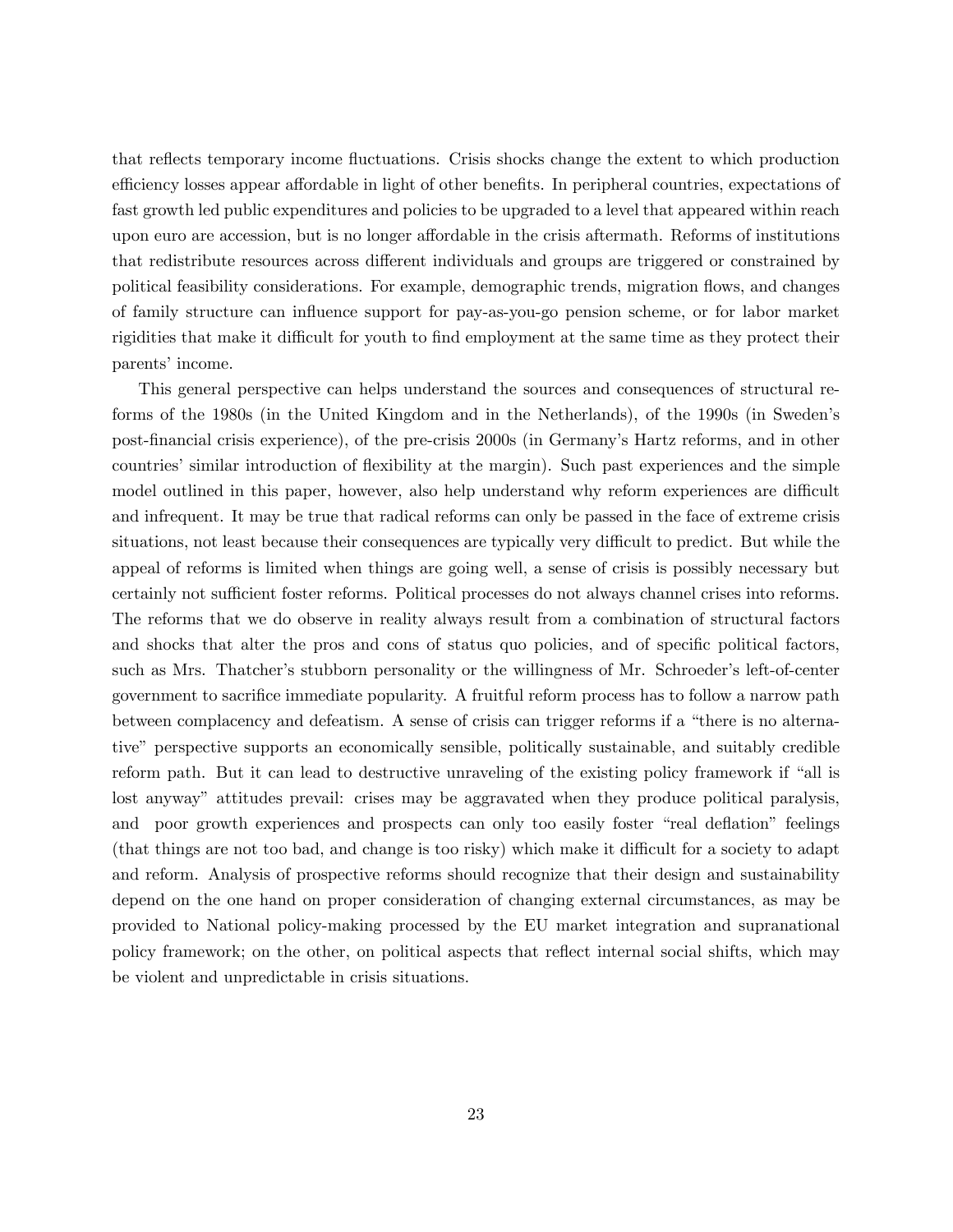that reflects temporary income fluctuations. Crisis shocks change the extent to which production efficiency losses appear affordable in light of other benefits. In peripheral countries, expectations of fast growth led public expenditures and policies to be upgraded to a level that appeared within reach upon euro are accession, but is no longer affordable in the crisis aftermath. Reforms of institutions that redistribute resources across different individuals and groups are triggered or constrained by political feasibility considerations. For example, demographic trends, migration flows, and changes of family structure can influence support for pay-as-you-go pension scheme, or for labor market rigidities that make it difficult for youth to find employment at the same time as they protect their parents' income.

This general perspective can helps understand the sources and consequences of structural reforms of the 1980s (in the United Kingdom and in the Netherlands), of the 1990s (in Sweden's post-financial crisis experience), of the pre-crisis 2000s (in Germany's Hartz reforms, and in other countries' similar introduction of flexibility at the margin). Such past experiences and the simple model outlined in this paper, however, also help understand why reform experiences are difficult and infrequent. It may be true that radical reforms can only be passed in the face of extreme crisis situations, not least because their consequences are typically very difficult to predict. But while the appeal of reforms is limited when things are going well, a sense of crisis is possibly necessary but certainly not sufficient foster reforms. Political processes do not always channel crises into reforms. The reforms that we do observe in reality always result from a combination of structural factors and shocks that alter the pros and cons of status quo policies, and of specific political factors, such as Mrs. Thatcher's stubborn personality or the willingness of Mr. Schroeder's left-of-center government to sacrifice immediate popularity. A fruitful reform process has to follow a narrow path between complacency and defeatism. A sense of crisis can trigger reforms if a "there is no alternative" perspective supports an economically sensible, politically sustainable, and suitably credible reform path. But it can lead to destructive unraveling of the existing policy framework if "all is lost anyway" attitudes prevail: crises may be aggravated when they produce political paralysis, and poor growth experiences and prospects can only too easily foster "real deflation" feelings (that things are not too bad, and change is too risky) which make it difficult for a society to adapt and reform. Analysis of prospective reforms should recognize that their design and sustainability depend on the one hand on proper consideration of changing external circumstances, as may be provided to National policy-making processed by the EU market integration and supranational policy framework; on the other, on political aspects that reflect internal social shifts, which may be violent and unpredictable in crisis situations.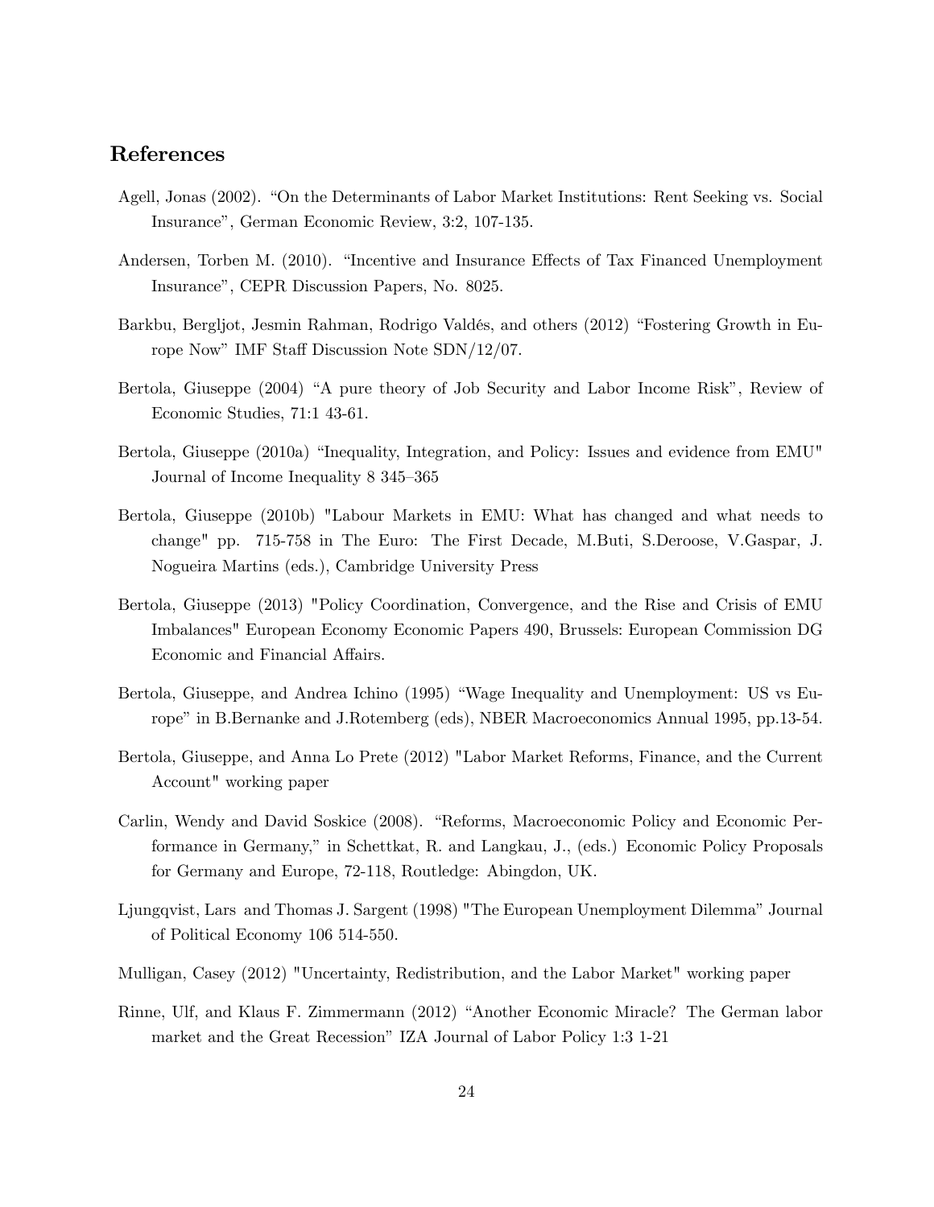## References

Agell, Jonas (2002). "On the Determinants of Labor Market Institutions: Rent Seeking vs. Social Insurance", German Economic Review, 3:2, 107-135.

Andersen, Torben M. (2010). "Incentive and Insurance Effects of Tax Financed Unemployment Insurance", CEPR Discussion Papers, No. 8025.

Barkbu, Bergljot, Jesmin Rahman, Rodrigo Valdés, and others (2012) "Fostering Growth in Europe Now" IMF Staff Discussion Note SDN/12/07.

Bertola, Giuseppe (2004) "A pure theory of Job Security and Labor Income Risk", Review of Economic Studies, 71:1 43-61.

Bertola, Giuseppe (2010a) "Inequality, Integration, and Policy: Issues and evidence from EMU" Journal of Income Inequality 8 345–365

Bertola, Giuseppe (2010b) "Labour Markets in EMU: What has changed and what needs to change" pp. 715-758 in The Euro: The First Decade, M.Buti, S.Deroose, V.Gaspar, J. Nogueira Martins (eds.), Cambridge University Press

Bertola, Giuseppe (2013) "Policy Coordination, Convergence, and the Rise and Crisis of EMU Imbalances" European Economy Economic Papers 490, Brussels: European Commission DG Economic and Financial Affairs.

Bertola, Giuseppe, and Andrea Ichino (1995) "Wage Inequality and Unemployment: US vs Europe" in B.Bernanke and J.Rotemberg (eds), NBER Macroeconomics Annual 1995, pp.13-54.

Bertola, Giuseppe, and Anna Lo Prete (2012) "Labor Market Reforms, Finance, and the Current Account" working paper

Carlin, Wendy and David Soskice (2008). "Reforms, Macroeconomic Policy and Economic Performance in Germany," in Schettkat, R. and Langkau, J., (eds.) Economic Policy Proposals for Germany and Europe, 72-118, Routledge: Abingdon, UK.

Ljungqvist, Lars and Thomas J. Sargent (1998) "The European Unemployment Dilemma" Journal of Political Economy 106 514-550.

Mulligan, Casey (2012) "Uncertainty, Redistribution, and the Labor Market" working paper

Rinne, Ulf, and Klaus F. Zimmermann (2012) "Another Economic Miracle? The German labor market and the Great Recession" IZA Journal of Labor Policy 1:3 1-21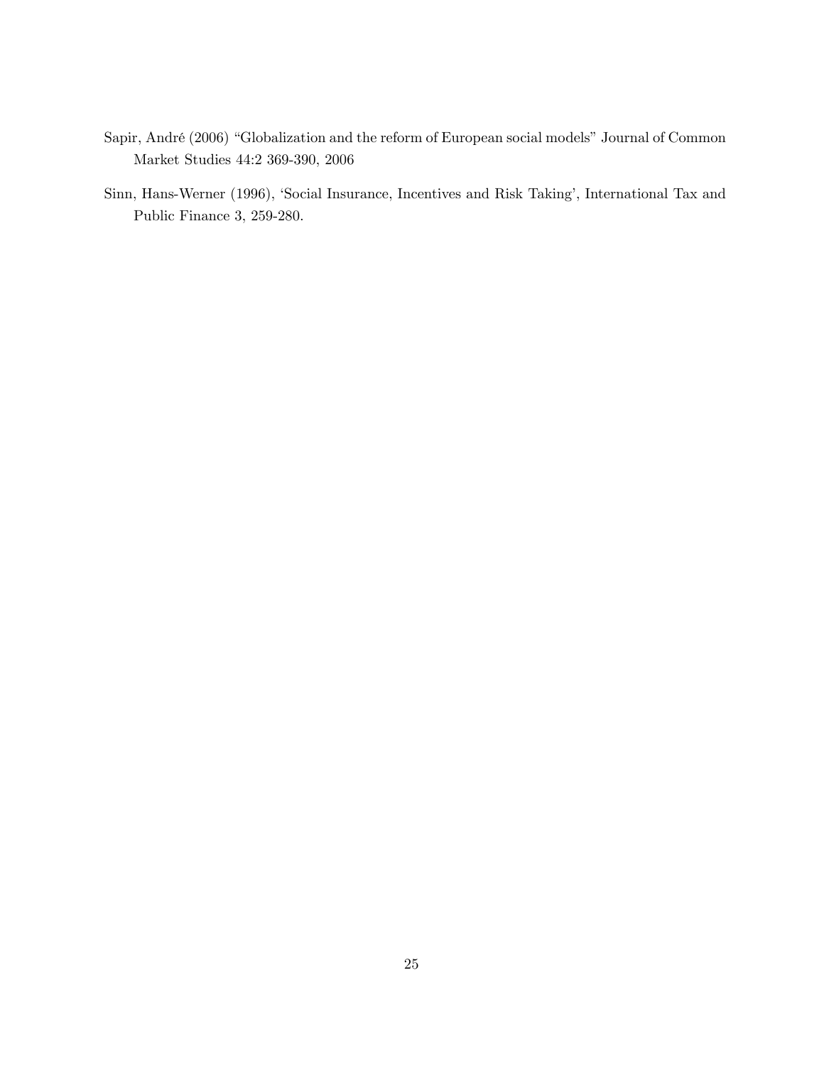Sapir, André (2006) "Globalization and the reform of European social models" Journal of Common Market Studies 44:2 369-390, 2006

Sinn, Hans-Werner (1996), 'Social Insurance, Incentives and Risk Taking', International Tax and Public Finance 3, 259-280.